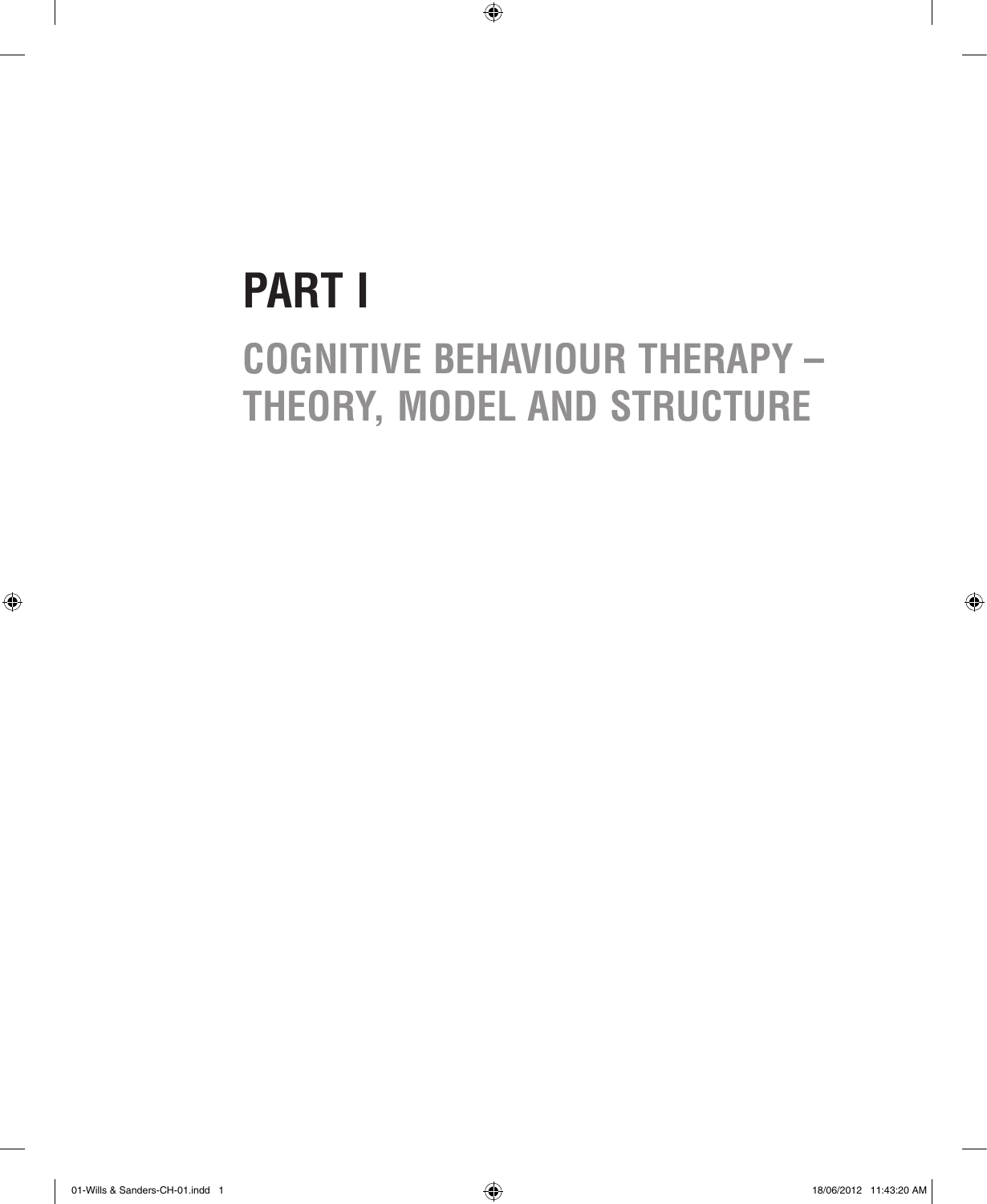# PART I

## COGNITIVE BEHAVIOUR THERAPY – THEORY, MODEL AND STRUCTURE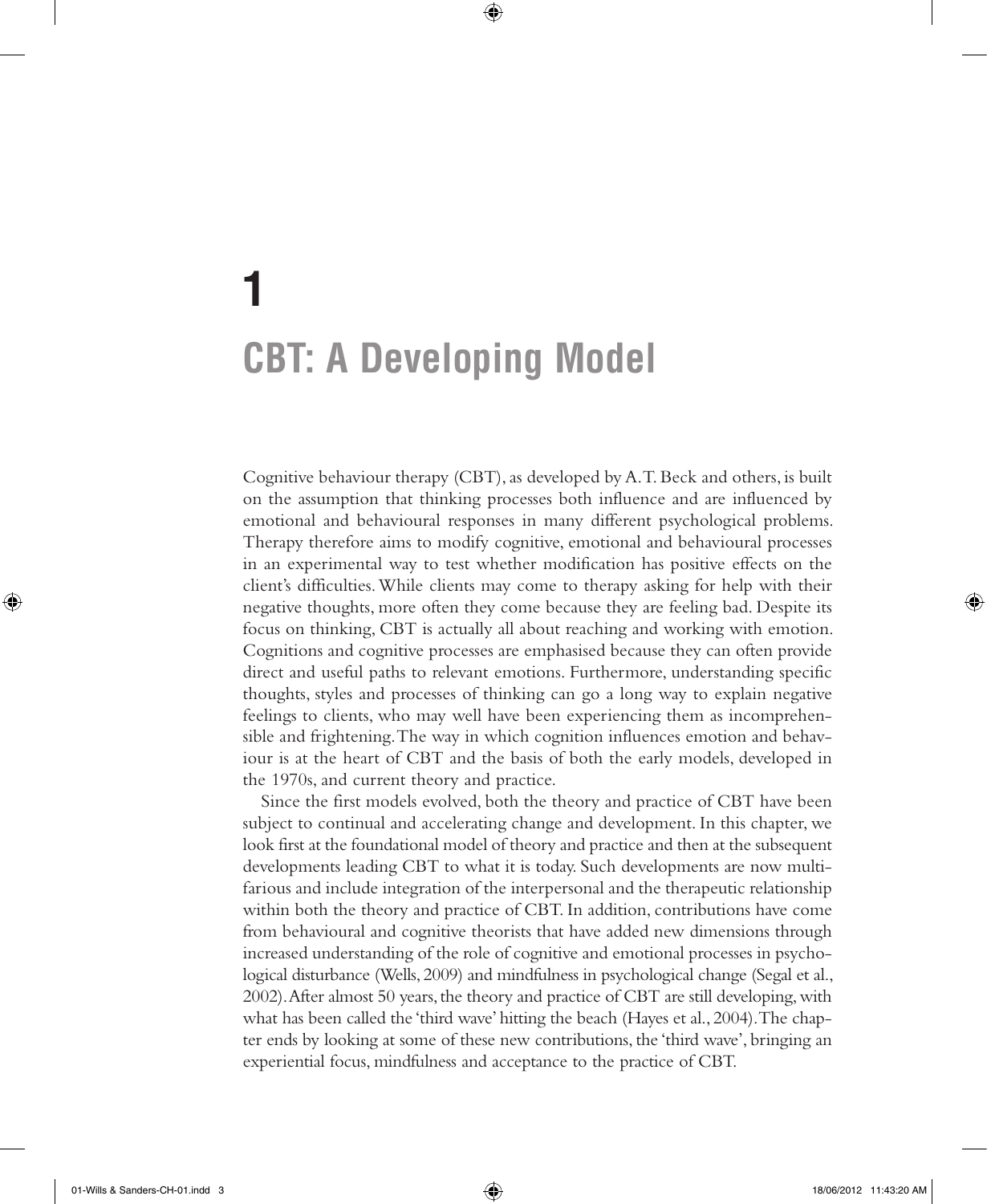# 1

# CBT: A Developing Model

Cognitive behaviour therapy (CBT), as developed by A.T. Beck and others, is built on the assumption that thinking processes both influence and are influenced by emotional and behavioural responses in many different psychological problems. Therapy therefore aims to modify cognitive, emotional and behavioural processes in an experimental way to test whether modification has positive effects on the client's difficulties. While clients may come to therapy asking for help with their negative thoughts, more often they come because they are feeling bad. Despite its focus on thinking, CBT is actually all about reaching and working with emotion. Cognitions and cognitive processes are emphasised because they can often provide direct and useful paths to relevant emotions. Furthermore, understanding specific thoughts, styles and processes of thinking can go a long way to explain negative feelings to clients, who may well have been experiencing them as incomprehensible and frightening. The way in which cognition influences emotion and behaviour is at the heart of CBT and the basis of both the early models, developed in the 1970s, and current theory and practice.

Since the first models evolved, both the theory and practice of CBT have been subject to continual and accelerating change and development. In this chapter, we look first at the foundational model of theory and practice and then at the subsequent developments leading CBT to what it is today. Such developments are now multifarious and include integration of the interpersonal and the therapeutic relationship within both the theory and practice of CBT. In addition, contributions have come from behavioural and cognitive theorists that have added new dimensions through increased understanding of the role of cognitive and emotional processes in psychological disturbance (Wells, 2009) and mindfulness in psychological change (Segal et al., 2002). After almost 50 years, the theory and practice of CBT are still developing, with what has been called the 'third wave' hitting the beach (Hayes et al., 2004). The chapter ends by looking at some of these new contributions, the 'third wave', bringing an experiential focus, mindfulness and acceptance to the practice of CBT.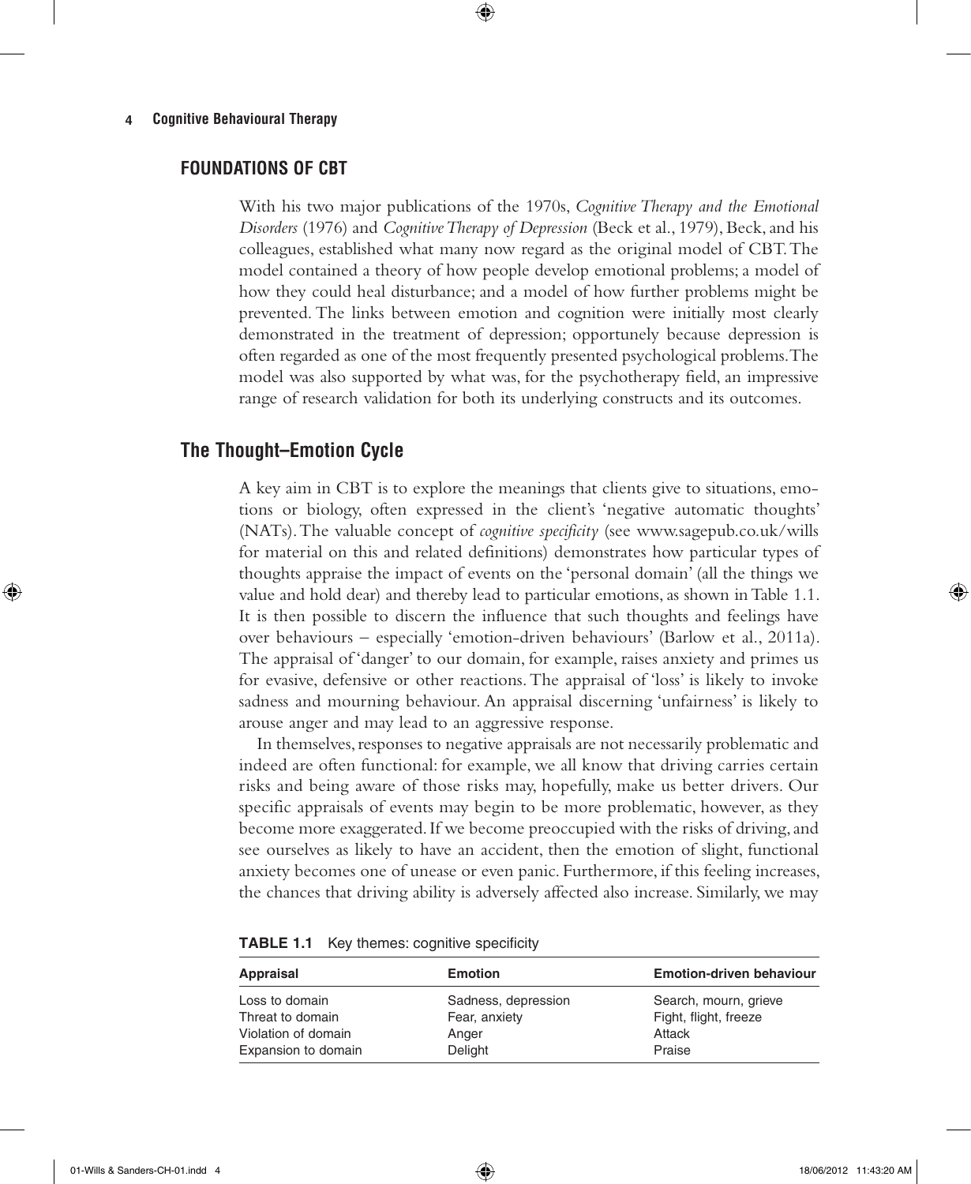## FOUNDATIONS OF CBT

With his two major publications of the 1970s, *Cognitive Therapy and the Emotional Disorders* (1976) and *Cognitive Therapy of Depression* (Beck et al., 1979), Beck, and his colleagues, established what many now regard as the original model of CBT. The model contained a theory of how people develop emotional problems; a model of how they could heal disturbance; and a model of how further problems might be prevented. The links between emotion and cognition were initially most clearly demonstrated in the treatment of depression; opportunely because depression is often regarded as one of the most frequently presented psychological problems. The model was also supported by what was, for the psychotherapy field, an impressive range of research validation for both its underlying constructs and its outcomes.

## The Thought–Emotion Cycle

A key aim in CBT is to explore the meanings that clients give to situations, emotions or biology, often expressed in the client's 'negative automatic thoughts' (NATs). The valuable concept of *cognitive specificity* (see www.sagepub.co.uk/wills for material on this and related definitions) demonstrates how particular types of thoughts appraise the impact of events on the 'personal domain' (all the things we value and hold dear) and thereby lead to particular emotions, as shown in Table 1.1. It is then possible to discern the influence that such thoughts and feelings have over behaviours – especially 'emotion-driven behaviours' (Barlow et al., 2011a). The appraisal of 'danger' to our domain, for example, raises anxiety and primes us for evasive, defensive or other reactions. The appraisal of 'loss' is likely to invoke sadness and mourning behaviour. An appraisal discerning 'unfairness' is likely to arouse anger and may lead to an aggressive response.

In themselves, responses to negative appraisals are not necessarily problematic and indeed are often functional: for example, we all know that driving carries certain risks and being aware of those risks may, hopefully, make us better drivers. Our specific appraisals of events may begin to be more problematic, however, as they become more exaggerated. If we become preoccupied with the risks of driving, and see ourselves as likely to have an accident, then the emotion of slight, functional anxiety becomes one of unease or even panic. Furthermore, if this feeling increases, the chances that driving ability is adversely affected also increase. Similarly, we may

**TABLE 1.1** Key themes: cognitive specificity

| Appraisal | Emotion | Emotion-driven behaviour |
|---|---|---|
| Loss to domain | Sadness, depression | Search, mourn, grieve |
| Threat to domain | Fear, anxiety | Fight, flight, freeze |
| Violation of domain | Anger | Attack |
| Expansion to domain | Delight | Praise |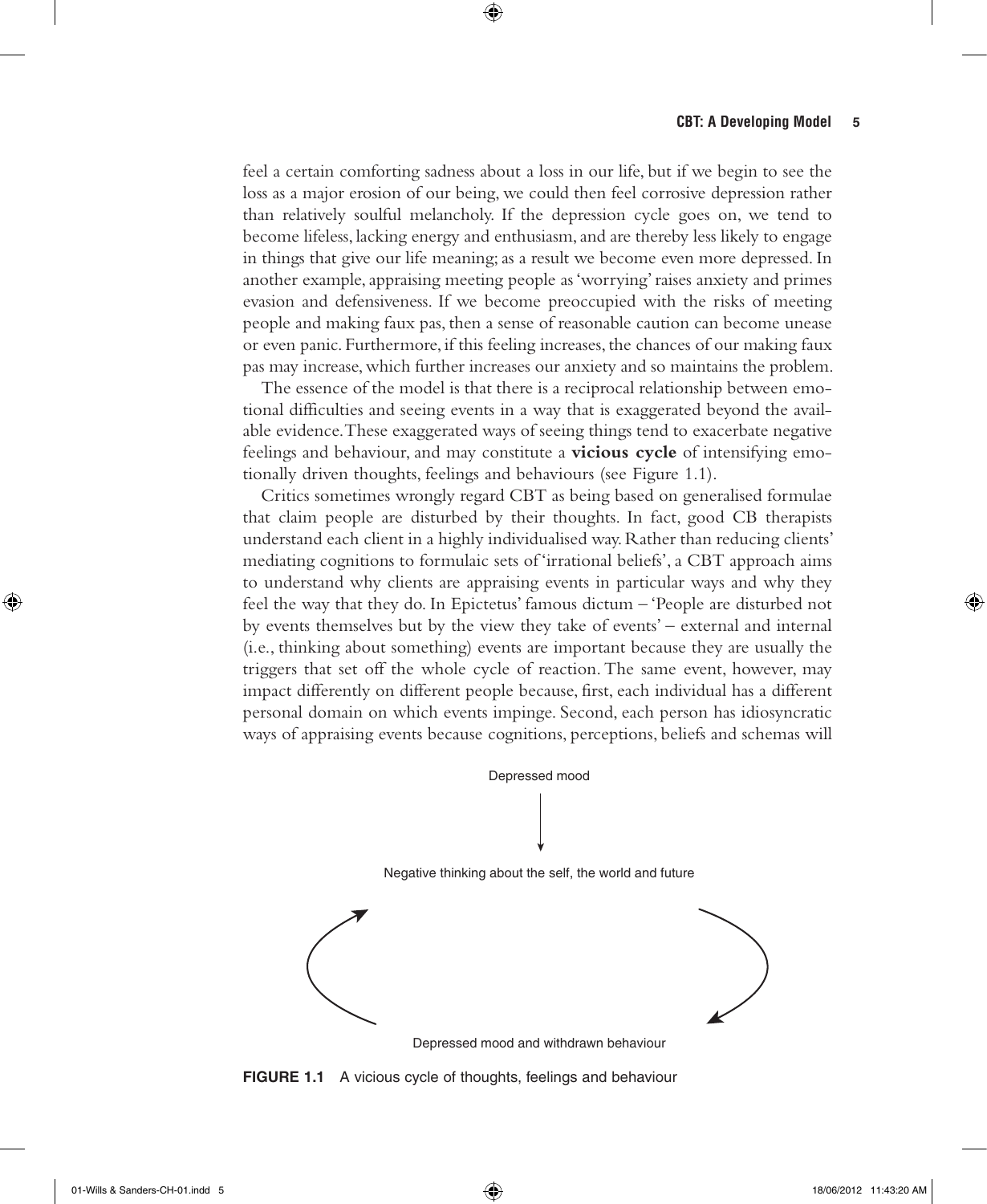feel a certain comforting sadness about a loss in our life, but if we begin to see the loss as a major erosion of our being, we could then feel corrosive depression rather than relatively soulful melancholy. If the depression cycle goes on, we tend to become lifeless, lacking energy and enthusiasm, and are thereby less likely to engage in things that give our life meaning; as a result we become even more depressed. In another example, appraising meeting people as 'worrying' raises anxiety and primes evasion and defensiveness. If we become preoccupied with the risks of meeting people and making faux pas, then a sense of reasonable caution can become unease or even panic. Furthermore, if this feeling increases, the chances of our making faux pas may increase, which further increases our anxiety and so maintains the problem.

The essence of the model is that there is a reciprocal relationship between emotional difficulties and seeing events in a way that is exaggerated beyond the available evidence. These exaggerated ways of seeing things tend to exacerbate negative feelings and behaviour, and may constitute a **vicious cycle** of intensifying emotionally driven thoughts, feelings and behaviours (see Figure 1.1).

Critics sometimes wrongly regard CBT as being based on generalised formulae that claim people are disturbed by their thoughts. In fact, good CB therapists understand each client in a highly individualised way. Rather than reducing clients' mediating cognitions to formulaic sets of 'irrational beliefs', a CBT approach aims to understand why clients are appraising events in particular ways and why they feel the way that they do. In Epictetus' famous dictum – 'People are disturbed not by events themselves but by the view they take of events' – external and internal (i.e., thinking about something) events are important because they are usually the triggers that set off the whole cycle of reaction. The same event, however, may impact differently on different people because, first, each individual has a different personal domain on which events impinge. Second, each person has idiosyncratic ways of appraising events because cognitions, perceptions, beliefs and schemas will

Depressed mood

Negative thinking about the self, the world and future

Depressed mood and withdrawn behaviour

**FIGURE 1.1** A vicious cycle of thoughts, feelings and behaviour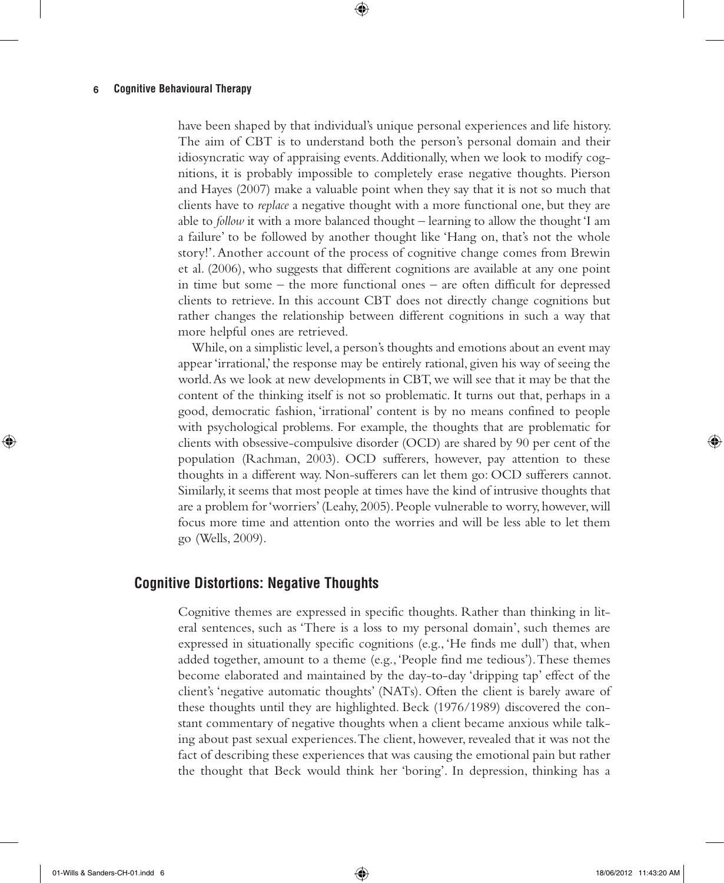have been shaped by that individual's unique personal experiences and life history. The aim of CBT is to understand both the person's personal domain and their idiosyncratic way of appraising events. Additionally, when we look to modify cognitions, it is probably impossible to completely erase negative thoughts. Pierson and Hayes (2007) make a valuable point when they say that it is not so much that clients have to *replace* a negative thought with a more functional one, but they are able to *follow* it with a more balanced thought – learning to allow the thought 'I am a failure' to be followed by another thought like 'Hang on, that's not the whole story!'. Another account of the process of cognitive change comes from Brewin et al. (2006), who suggests that different cognitions are available at any one point in time but some – the more functional ones – are often difficult for depressed clients to retrieve. In this account CBT does not directly change cognitions but rather changes the relationship between different cognitions in such a way that more helpful ones are retrieved.

While, on a simplistic level, a person's thoughts and emotions about an event may appear 'irrational,' the response may be entirely rational, given his way of seeing the world. As we look at new developments in CBT, we will see that it may be that the content of the thinking itself is not so problematic. It turns out that, perhaps in a good, democratic fashion, 'irrational' content is by no means confined to people with psychological problems. For example, the thoughts that are problematic for clients with obsessive-compulsive disorder (OCD) are shared by 90 per cent of the population (Rachman, 2003). OCD sufferers, however, pay attention to these thoughts in a different way. Non-sufferers can let them go: OCD sufferers cannot. Similarly, it seems that most people at times have the kind of intrusive thoughts that are a problem for 'worriers' (Leahy, 2005). People vulnerable to worry, however, will focus more time and attention onto the worries and will be less able to let them go (Wells, 2009).

## Cognitive Distortions: Negative Thoughts

Cognitive themes are expressed in specific thoughts. Rather than thinking in literal sentences, such as 'There is a loss to my personal domain', such themes are expressed in situationally specific cognitions (e.g., 'He finds me dull') that, when added together, amount to a theme (e.g., 'People find me tedious'). These themes become elaborated and maintained by the day-to-day 'dripping tap' effect of the client's 'negative automatic thoughts' (NATs). Often the client is barely aware of these thoughts until they are highlighted. Beck (1976/1989) discovered the constant commentary of negative thoughts when a client became anxious while talking about past sexual experiences. The client, however, revealed that it was not the fact of describing these experiences that was causing the emotional pain but rather the thought that Beck would think her 'boring'. In depression, thinking has a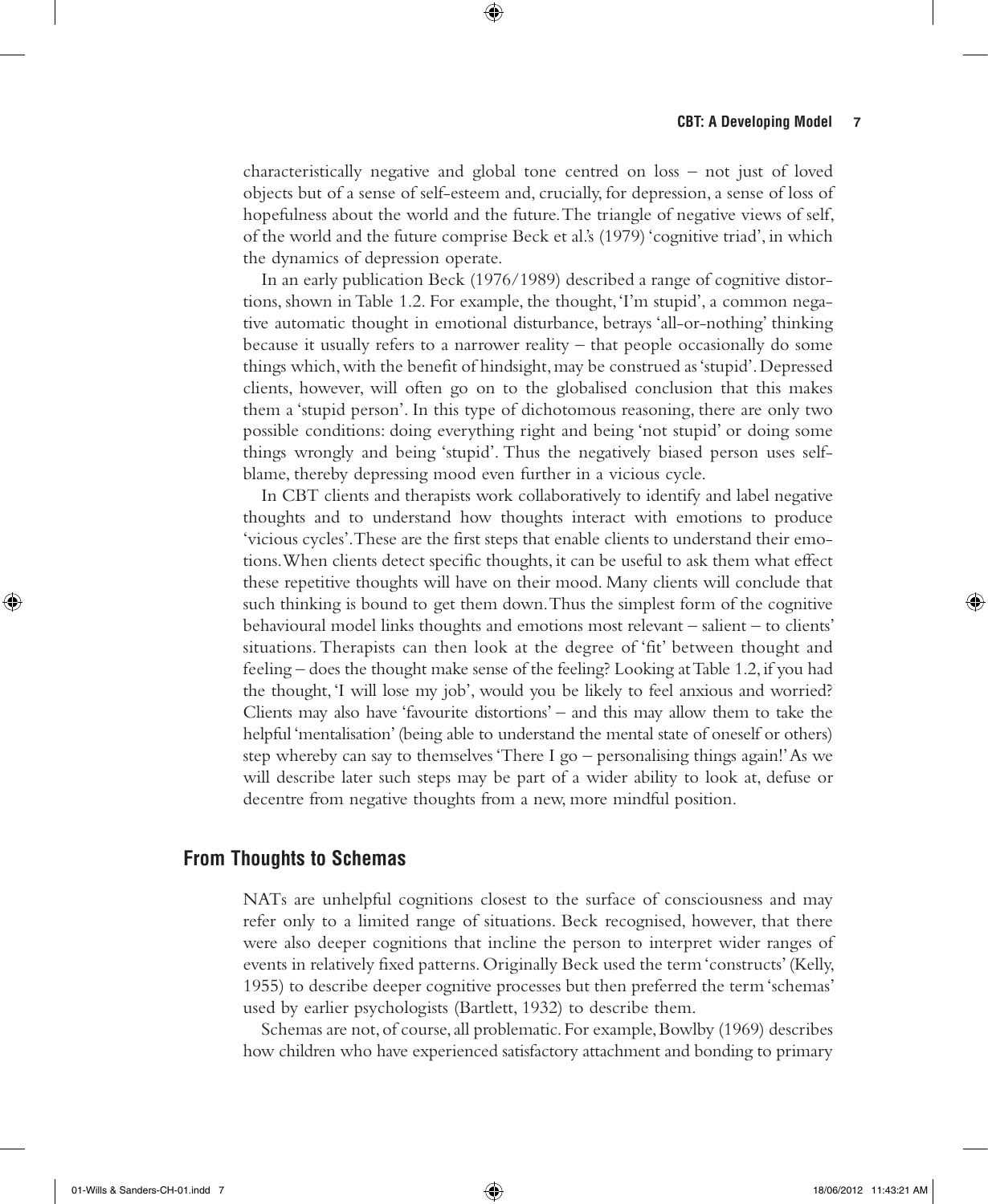characteristically negative and global tone centred on loss – not just of loved objects but of a sense of self-esteem and, crucially, for depression, a sense of loss of hopefulness about the world and the future. The triangle of negative views of self, of the world and the future comprise Beck et al.'s (1979) 'cognitive triad', in which the dynamics of depression operate.

In an early publication Beck (1976/1989) described a range of cognitive distortions, shown in Table 1.2. For example, the thought, 'I'm stupid', a common negative automatic thought in emotional disturbance, betrays 'all-or-nothing' thinking because it usually refers to a narrower reality – that people occasionally do some things which, with the benefit of hindsight, may be construed as 'stupid'. Depressed clients, however, will often go on to the globalised conclusion that this makes them a 'stupid person'. In this type of dichotomous reasoning, there are only two possible conditions: doing everything right and being 'not stupid' or doing some things wrongly and being 'stupid'. Thus the negatively biased person uses self-blame, thereby depressing mood even further in a vicious cycle.

In CBT clients and therapists work collaboratively to identify and label negative thoughts and to understand how thoughts interact with emotions to produce 'vicious cycles'. These are the first steps that enable clients to understand their emotions. When clients detect specific thoughts, it can be useful to ask them what effect these repetitive thoughts will have on their mood. Many clients will conclude that such thinking is bound to get them down. Thus the simplest form of the cognitive behavioural model links thoughts and emotions most relevant – salient – to clients' situations. Therapists can then look at the degree of 'fit' between thought and feeling – does the thought make sense of the feeling? Looking at Table 1.2, if you had the thought, 'I will lose my job', would you be likely to feel anxious and worried? Clients may also have 'favourite distortions' – and this may allow them to take the helpful 'mentalisation' (being able to understand the mental state of oneself or others) step whereby can say to themselves 'There I go – personalising things again!' As we will describe later such steps may be part of a wider ability to look at, defuse or decentre from negative thoughts from a new, more mindful position.

## From Thoughts to Schemas

NATs are unhelpful cognitions closest to the surface of consciousness and may refer only to a limited range of situations. Beck recognised, however, that there were also deeper cognitions that incline the person to interpret wider ranges of events in relatively fixed patterns. Originally Beck used the term 'constructs' (Kelly, 1955) to describe deeper cognitive processes but then preferred the term 'schemas' used by earlier psychologists (Bartlett, 1932) to describe them.

Schemas are not, of course, all problematic. For example, Bowlby (1969) describes how children who have experienced satisfactory attachment and bonding to primary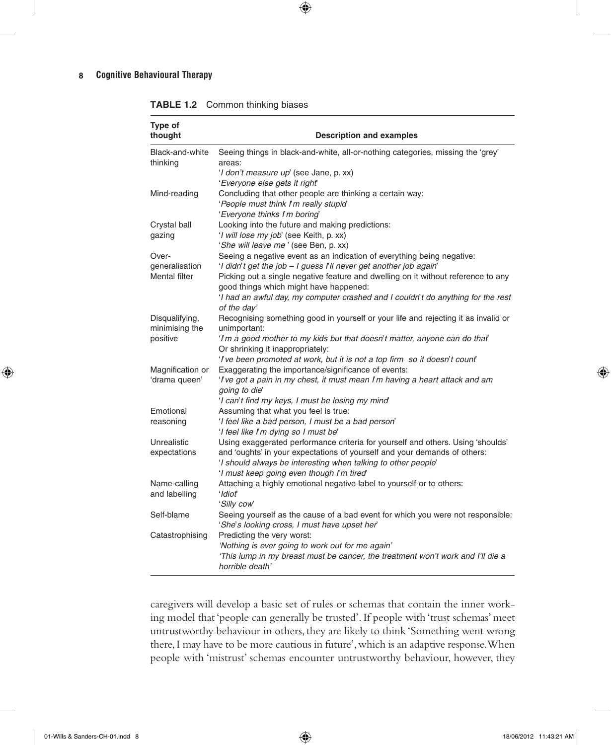**TABLE 1.2** Common thinking biases

| Type of thought | Description and examples |
|---|---|
| Black-and-white thinking | Seeing things in black-and-white, all-or-nothing categories, missing the 'grey' areas:<br>'*I don't measure up*' (see Jane, p. xx)<br>'*Everyone else gets it right*' |
| Mind-reading | Concluding that other people are thinking a certain way:<br>'*People must think I'm really stupid*'<br>'*Everyone thinks I'm boring*' |
| Crystal ball gazing | Looking into the future and making predictions:<br>'*I will lose my job*' (see Keith, p. xx)<br>'*She will leave me*' (see Ben, p. xx) |
| Over-generalisation | Seeing a negative event as an indication of everything being negative:<br>'*I didn't get the job – I guess I'll never get another job again*' |
| Mental filter | Picking out a single negative feature and dwelling on it without reference to any good things which might have happened:<br>'*I had an awful day, my computer crashed and I couldn't do anything for the rest of the day*' |
| Disqualifying, minimising the positive | Recognising something good in yourself or your life and rejecting it as invalid or unimportant:<br>'*I'm a good mother to my kids but that doesn't matter, anyone can do that*'<br>Or shrinking it inappropriately:<br>'*I've been promoted at work, but it is not a top firm so it doesn't count*' |
| Magnification or 'drama queen' | Exaggerating the importance/significance of events:<br>'*I've got a pain in my chest, it must mean I'm having a heart attack and am going to die*'<br>'*I can't find my keys, I must be losing my mind*' |
| Emotional reasoning | Assuming that what you feel is true:<br>'*I feel like a bad person, I must be a bad person*'<br>'*I feel like I'm dying so I must be*' |
| Unrealistic expectations | Using exaggerated performance criteria for yourself and others. Using 'shoulds' and 'oughts' in your expectations of yourself and your demands of others:<br>'*I should always be interesting when talking to other people*'<br>'*I must keep going even though I'm tired*' |
| Name-calling and labelling | Attaching a highly emotional negative label to yourself or to others:<br>'*Idiot*'<br>'*Silly cow*' |
| Self-blame | Seeing yourself as the cause of a bad event for which you were not responsible:<br>'*She's looking cross, I must have upset her*' |
| Catastrophising | Predicting the very worst:<br>*'Nothing is ever going to work out for me again'*<br>*'This lump in my breast must be cancer, the treatment won't work and I'll die a horrible death'* |

caregivers will develop a basic set of rules or schemas that contain the inner working model that 'people can generally be trusted'. If people with 'trust schemas' meet untrustworthy behaviour in others, they are likely to think 'Something went wrong there, I may have to be more cautious in future', which is an adaptive response. When people with 'mistrust' schemas encounter untrustworthy behaviour, however, they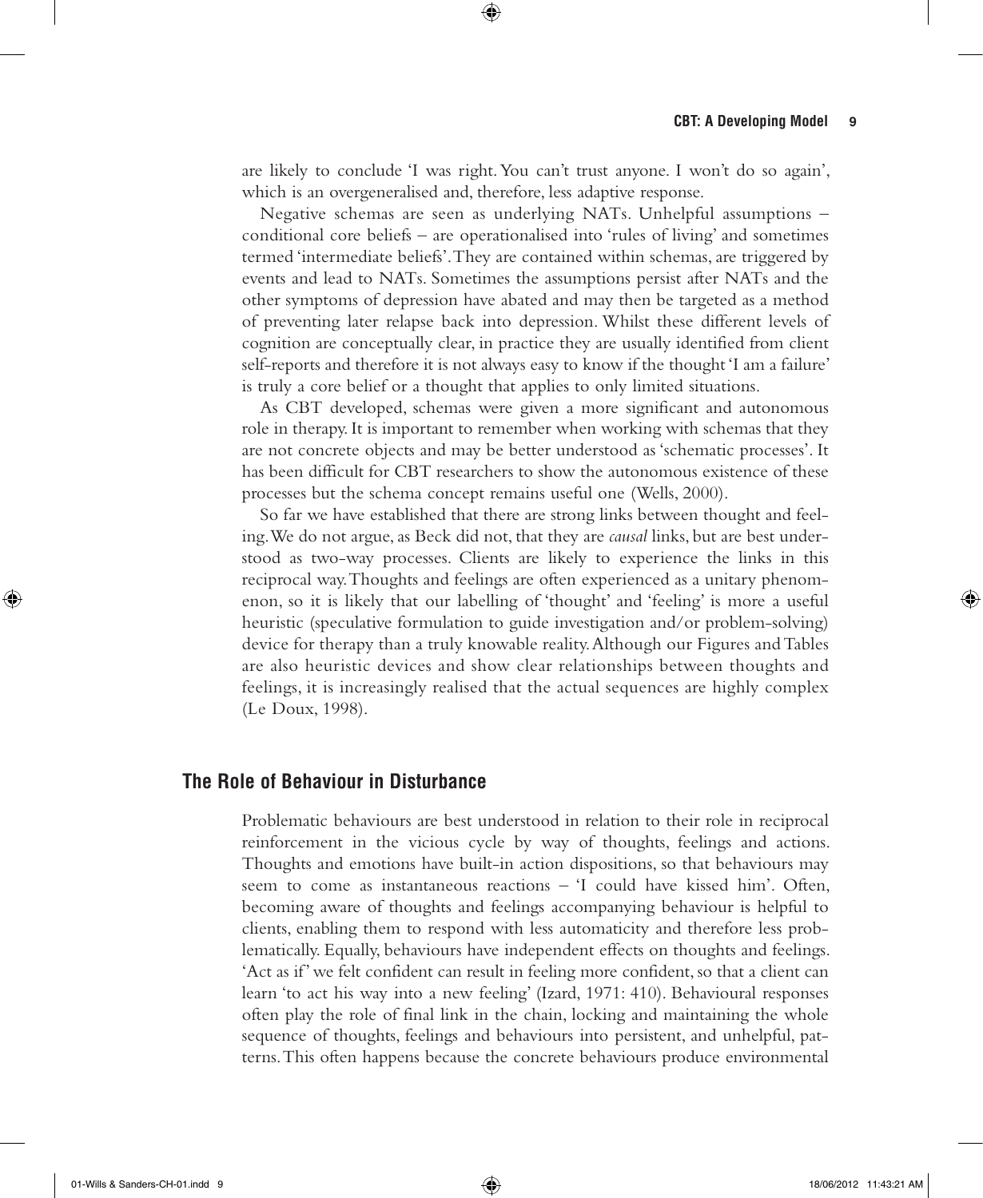are likely to conclude 'I was right. You can't trust anyone. I won't do so again', which is an overgeneralised and, therefore, less adaptive response.

Negative schemas are seen as underlying NATs. Unhelpful assumptions – conditional core beliefs – are operationalised into 'rules of living' and sometimes termed 'intermediate beliefs'. They are contained within schemas, are triggered by events and lead to NATs. Sometimes the assumptions persist after NATs and the other symptoms of depression have abated and may then be targeted as a method of preventing later relapse back into depression. Whilst these different levels of cognition are conceptually clear, in practice they are usually identified from client self-reports and therefore it is not always easy to know if the thought 'I am a failure' is truly a core belief or a thought that applies to only limited situations.

As CBT developed, schemas were given a more significant and autonomous role in therapy. It is important to remember when working with schemas that they are not concrete objects and may be better understood as 'schematic processes'. It has been difficult for CBT researchers to show the autonomous existence of these processes but the schema concept remains useful one (Wells, 2000).

So far we have established that there are strong links between thought and feeling. We do not argue, as Beck did not, that they are *causal* links, but are best understood as two-way processes. Clients are likely to experience the links in this reciprocal way. Thoughts and feelings are often experienced as a unitary phenomenon, so it is likely that our labelling of 'thought' and 'feeling' is more a useful heuristic (speculative formulation to guide investigation and/or problem-solving) device for therapy than a truly knowable reality. Although our Figures and Tables are also heuristic devices and show clear relationships between thoughts and feelings, it is increasingly realised that the actual sequences are highly complex (Le Doux, 1998).

## The Role of Behaviour in Disturbance

Problematic behaviours are best understood in relation to their role in reciprocal reinforcement in the vicious cycle by way of thoughts, feelings and actions. Thoughts and emotions have built-in action dispositions, so that behaviours may seem to come as instantaneous reactions – 'I could have kissed him'. Often, becoming aware of thoughts and feelings accompanying behaviour is helpful to clients, enabling them to respond with less automaticity and therefore less problematically. Equally, behaviours have independent effects on thoughts and feelings. 'Act as if' we felt confident can result in feeling more confident, so that a client can learn 'to act his way into a new feeling' (Izard, 1971: 410). Behavioural responses often play the role of final link in the chain, locking and maintaining the whole sequence of thoughts, feelings and behaviours into persistent, and unhelpful, patterns. This often happens because the concrete behaviours produce environmental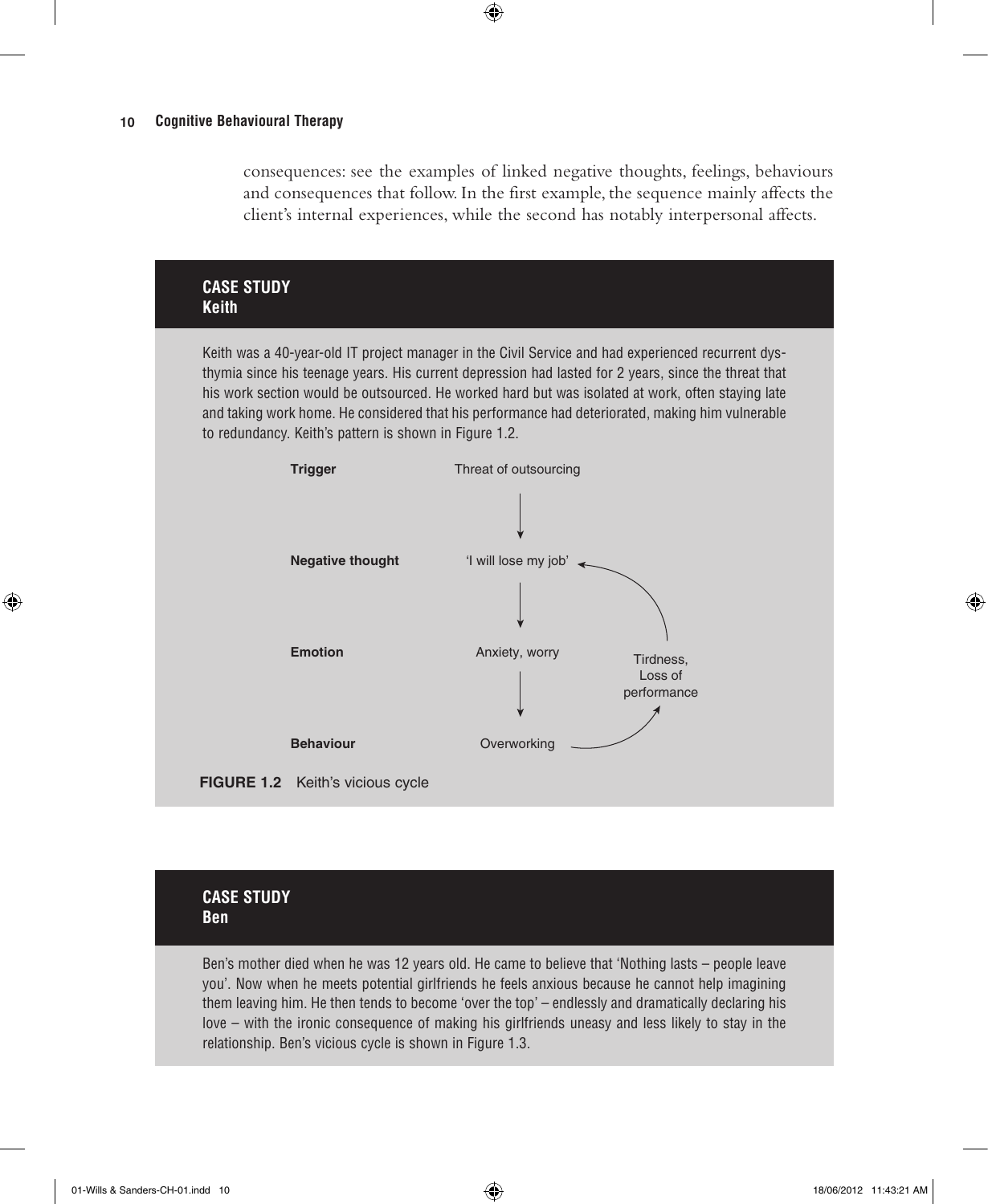consequences: see the examples of linked negative thoughts, feelings, behaviours and consequences that follow. In the first example, the sequence mainly affects the client's internal experiences, while the second has notably interpersonal affects.

### CASE STUDY
### Keith

Keith was a 40-year-old IT project manager in the Civil Service and had experienced recurrent dysthymia since his teenage years. His current depression had lasted for 2 years, since the threat that his work section would be outsourced. He worked hard but was isolated at work, often staying late and taking work home. He considered that his performance had deteriorated, making him vulnerable to redundancy. Keith's pattern is shown in Figure 1.2.

**Trigger** — Threat of outsourcing

↓

**Negative thought** — 'I will lose my job'

↓

**Emotion** — Anxiety, worry

↓

**Behaviour** — Overworking → Tirdness, Loss of performance → 'I will lose my job'

**FIGURE 1.2** Keith's vicious cycle

### CASE STUDY
### Ben

Ben's mother died when he was 12 years old. He came to believe that 'Nothing lasts – people leave you'. Now when he meets potential girlfriends he feels anxious because he cannot help imagining them leaving him. He then tends to become 'over the top' – endlessly and dramatically declaring his love – with the ironic consequence of making his girlfriends uneasy and less likely to stay in the relationship. Ben's vicious cycle is shown in Figure 1.3.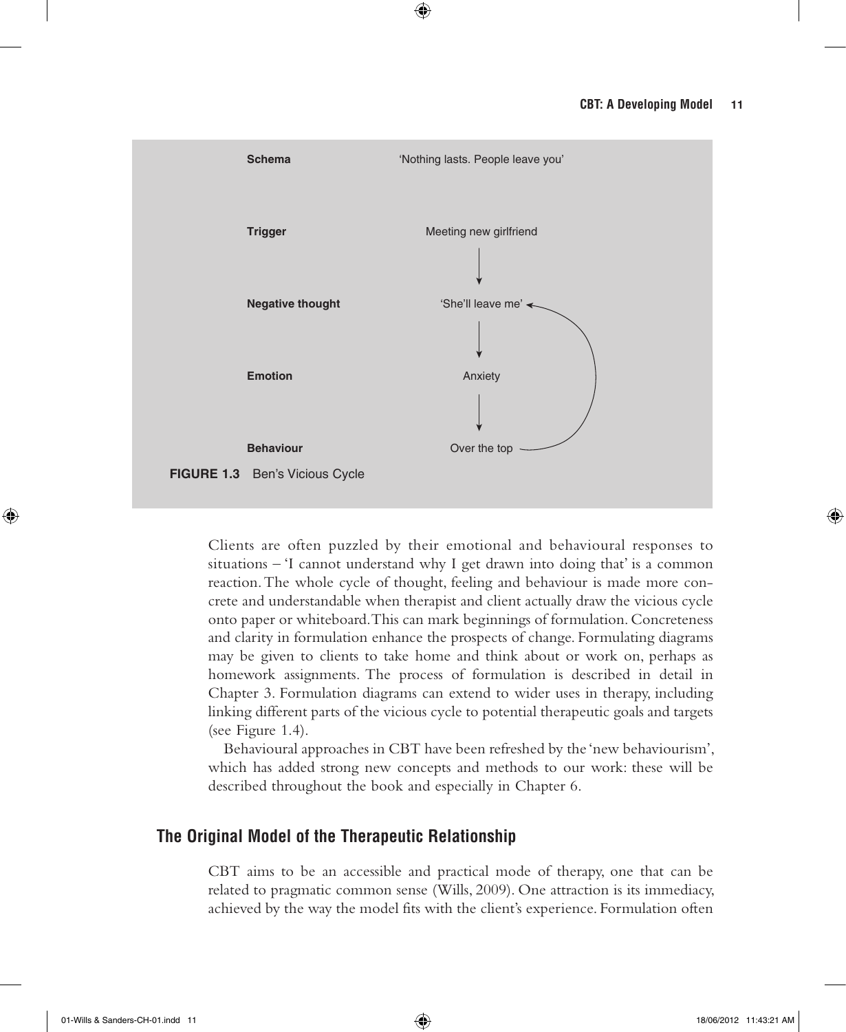| | |
|---|---|
| **Schema** | 'Nothing lasts. People leave you' |
| **Trigger** | Meeting new girlfriend |
| **Negative thought** | 'She'll leave me' |
| **Emotion** | Anxiety |
| **Behaviour** | Over the top |

**FIGURE 1.3** Ben's Vicious Cycle

Clients are often puzzled by their emotional and behavioural responses to situations – 'I cannot understand why I get drawn into doing that' is a common reaction. The whole cycle of thought, feeling and behaviour is made more concrete and understandable when therapist and client actually draw the vicious cycle onto paper or whiteboard. This can mark beginnings of formulation. Concreteness and clarity in formulation enhance the prospects of change. Formulating diagrams may be given to clients to take home and think about or work on, perhaps as homework assignments. The process of formulation is described in detail in Chapter 3. Formulation diagrams can extend to wider uses in therapy, including linking different parts of the vicious cycle to potential therapeutic goals and targets (see Figure 1.4).

Behavioural approaches in CBT have been refreshed by the 'new behaviourism', which has added strong new concepts and methods to our work: these will be described throughout the book and especially in Chapter 6.

## The Original Model of the Therapeutic Relationship

CBT aims to be an accessible and practical mode of therapy, one that can be related to pragmatic common sense (Wills, 2009). One attraction is its immediacy, achieved by the way the model fits with the client's experience. Formulation often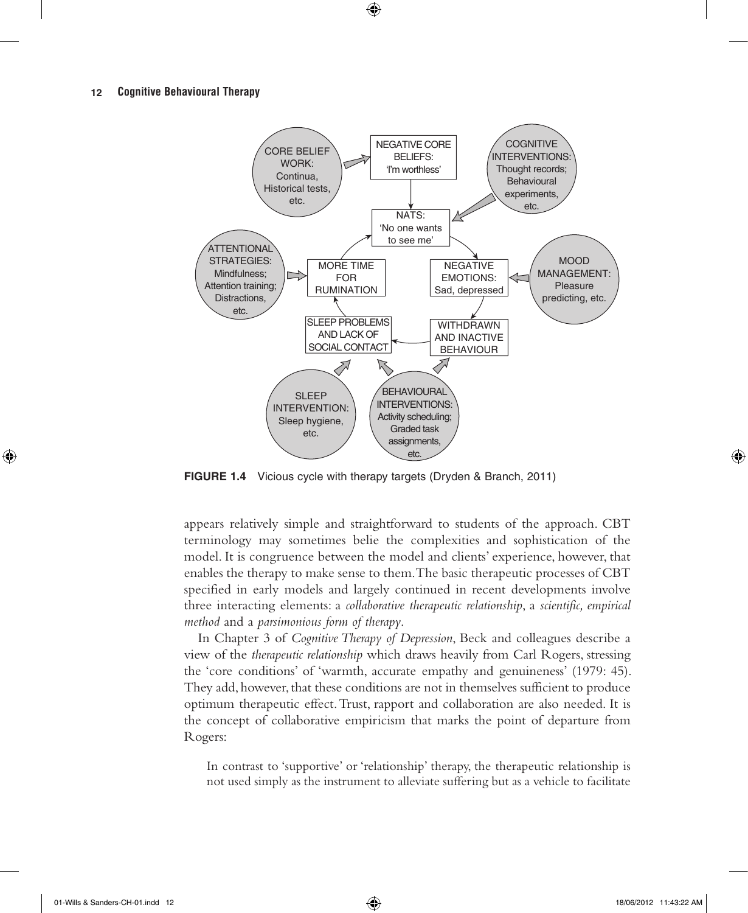FIGURE 1.4 Vicious cycle with therapy targets (Dryden & Branch, 2011)

appears relatively simple and straightforward to students of the approach. CBT terminology may sometimes belie the complexities and sophistication of the model. It is congruence between the model and clients' experience, however, that enables the therapy to make sense to them. The basic therapeutic processes of CBT specified in early models and largely continued in recent developments involve three interacting elements: a *collaborative therapeutic relationship*, a *scientific, empirical method* and a *parsimonious form of therapy*.

In Chapter 3 of *Cognitive Therapy of Depression*, Beck and colleagues describe a view of the *therapeutic relationship* which draws heavily from Carl Rogers, stressing the 'core conditions' of 'warmth, accurate empathy and genuineness' (1979: 45). They add, however, that these conditions are not in themselves sufficient to produce optimum therapeutic effect. Trust, rapport and collaboration are also needed. It is the concept of collaborative empiricism that marks the point of departure from Rogers:

> In contrast to 'supportive' or 'relationship' therapy, the therapeutic relationship is not used simply as the instrument to alleviate suffering but as a vehicle to facilitate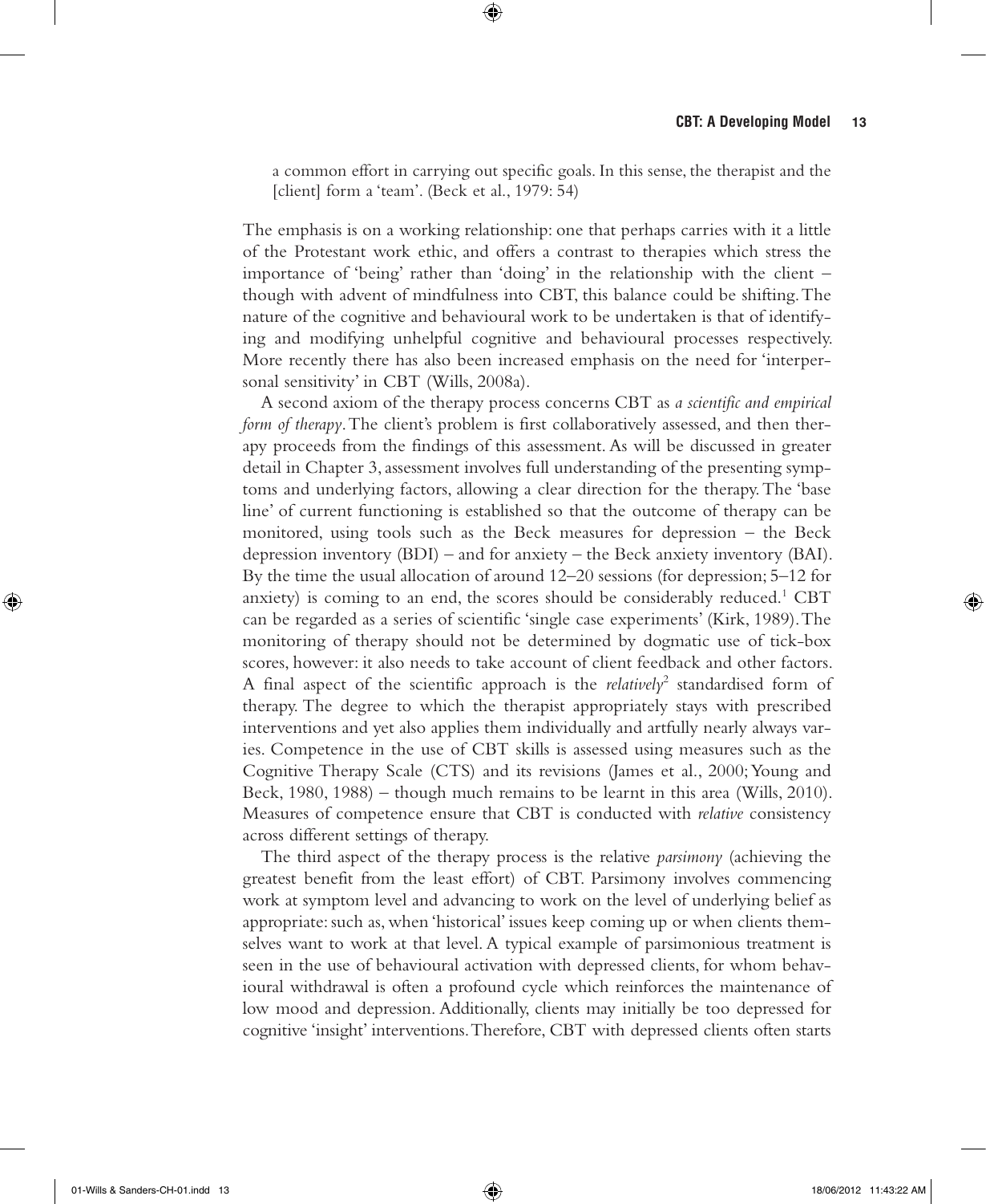a common effort in carrying out specific goals. In this sense, the therapist and the [client] form a 'team'. (Beck et al., 1979: 54)

The emphasis is on a working relationship: one that perhaps carries with it a little of the Protestant work ethic, and offers a contrast to therapies which stress the importance of 'being' rather than 'doing' in the relationship with the client – though with advent of mindfulness into CBT, this balance could be shifting. The nature of the cognitive and behavioural work to be undertaken is that of identifying and modifying unhelpful cognitive and behavioural processes respectively. More recently there has also been increased emphasis on the need for 'interpersonal sensitivity' in CBT (Wills, 2008a).

A second axiom of the therapy process concerns CBT as *a scientific and empirical form of therapy*. The client's problem is first collaboratively assessed, and then therapy proceeds from the findings of this assessment. As will be discussed in greater detail in Chapter 3, assessment involves full understanding of the presenting symptoms and underlying factors, allowing a clear direction for the therapy. The 'base line' of current functioning is established so that the outcome of therapy can be monitored, using tools such as the Beck measures for depression – the Beck depression inventory (BDI) – and for anxiety – the Beck anxiety inventory (BAI). By the time the usual allocation of around 12–20 sessions (for depression; 5–12 for anxiety) is coming to an end, the scores should be considerably reduced.[1] CBT can be regarded as a series of scientific 'single case experiments' (Kirk, 1989). The monitoring of therapy should not be determined by dogmatic use of tick-box scores, however: it also needs to take account of client feedback and other factors. A final aspect of the scientific approach is the *relatively*[2] standardised form of therapy. The degree to which the therapist appropriately stays with prescribed interventions and yet also applies them individually and artfully nearly always varies. Competence in the use of CBT skills is assessed using measures such as the Cognitive Therapy Scale (CTS) and its revisions (James et al., 2000; Young and Beck, 1980, 1988) – though much remains to be learnt in this area (Wills, 2010). Measures of competence ensure that CBT is conducted with *relative* consistency across different settings of therapy.

The third aspect of the therapy process is the relative *parsimony* (achieving the greatest benefit from the least effort) of CBT. Parsimony involves commencing work at symptom level and advancing to work on the level of underlying belief as appropriate: such as, when 'historical' issues keep coming up or when clients themselves want to work at that level. A typical example of parsimonious treatment is seen in the use of behavioural activation with depressed clients, for whom behavioural withdrawal is often a profound cycle which reinforces the maintenance of low mood and depression. Additionally, clients may initially be too depressed for cognitive 'insight' interventions. Therefore, CBT with depressed clients often starts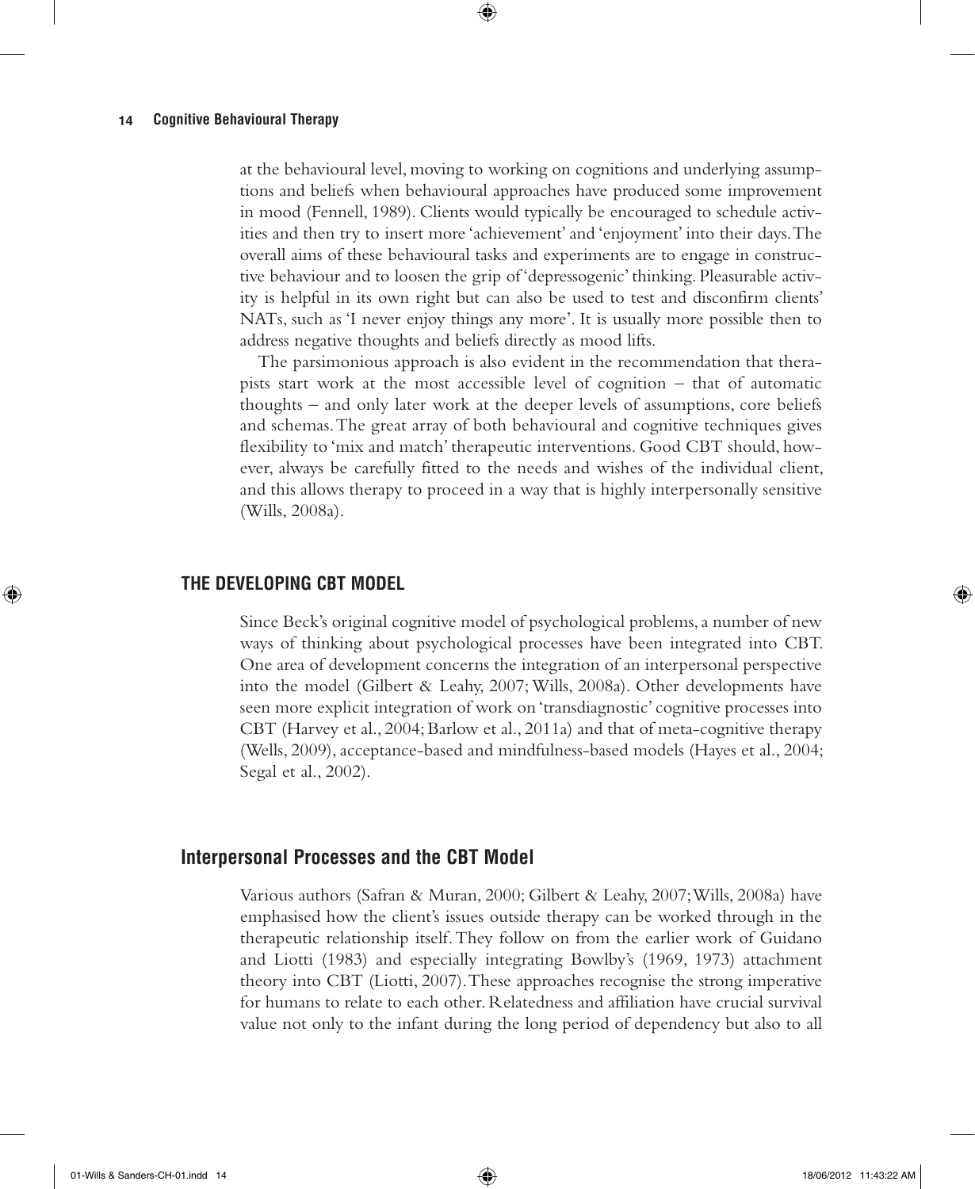at the behavioural level, moving to working on cognitions and underlying assumptions and beliefs when behavioural approaches have produced some improvement in mood (Fennell, 1989). Clients would typically be encouraged to schedule activities and then try to insert more 'achievement' and 'enjoyment' into their days. The overall aims of these behavioural tasks and experiments are to engage in constructive behaviour and to loosen the grip of 'depressogenic' thinking. Pleasurable activity is helpful in its own right but can also be used to test and disconfirm clients' NATs, such as 'I never enjoy things any more'. It is usually more possible then to address negative thoughts and beliefs directly as mood lifts.

The parsimonious approach is also evident in the recommendation that therapists start work at the most accessible level of cognition – that of automatic thoughts – and only later work at the deeper levels of assumptions, core beliefs and schemas. The great array of both behavioural and cognitive techniques gives flexibility to 'mix and match' therapeutic interventions. Good CBT should, however, always be carefully fitted to the needs and wishes of the individual client, and this allows therapy to proceed in a way that is highly interpersonally sensitive (Wills, 2008a).

## THE DEVELOPING CBT MODEL

Since Beck's original cognitive model of psychological problems, a number of new ways of thinking about psychological processes have been integrated into CBT. One area of development concerns the integration of an interpersonal perspective into the model (Gilbert & Leahy, 2007; Wills, 2008a). Other developments have seen more explicit integration of work on 'transdiagnostic' cognitive processes into CBT (Harvey et al., 2004; Barlow et al., 2011a) and that of meta-cognitive therapy (Wells, 2009), acceptance-based and mindfulness-based models (Hayes et al., 2004; Segal et al., 2002).

### Interpersonal Processes and the CBT Model

Various authors (Safran & Muran, 2000; Gilbert & Leahy, 2007; Wills, 2008a) have emphasised how the client's issues outside therapy can be worked through in the therapeutic relationship itself. They follow on from the earlier work of Guidano and Liotti (1983) and especially integrating Bowlby's (1969, 1973) attachment theory into CBT (Liotti, 2007). These approaches recognise the strong imperative for humans to relate to each other. Relatedness and affiliation have crucial survival value not only to the infant during the long period of dependency but also to all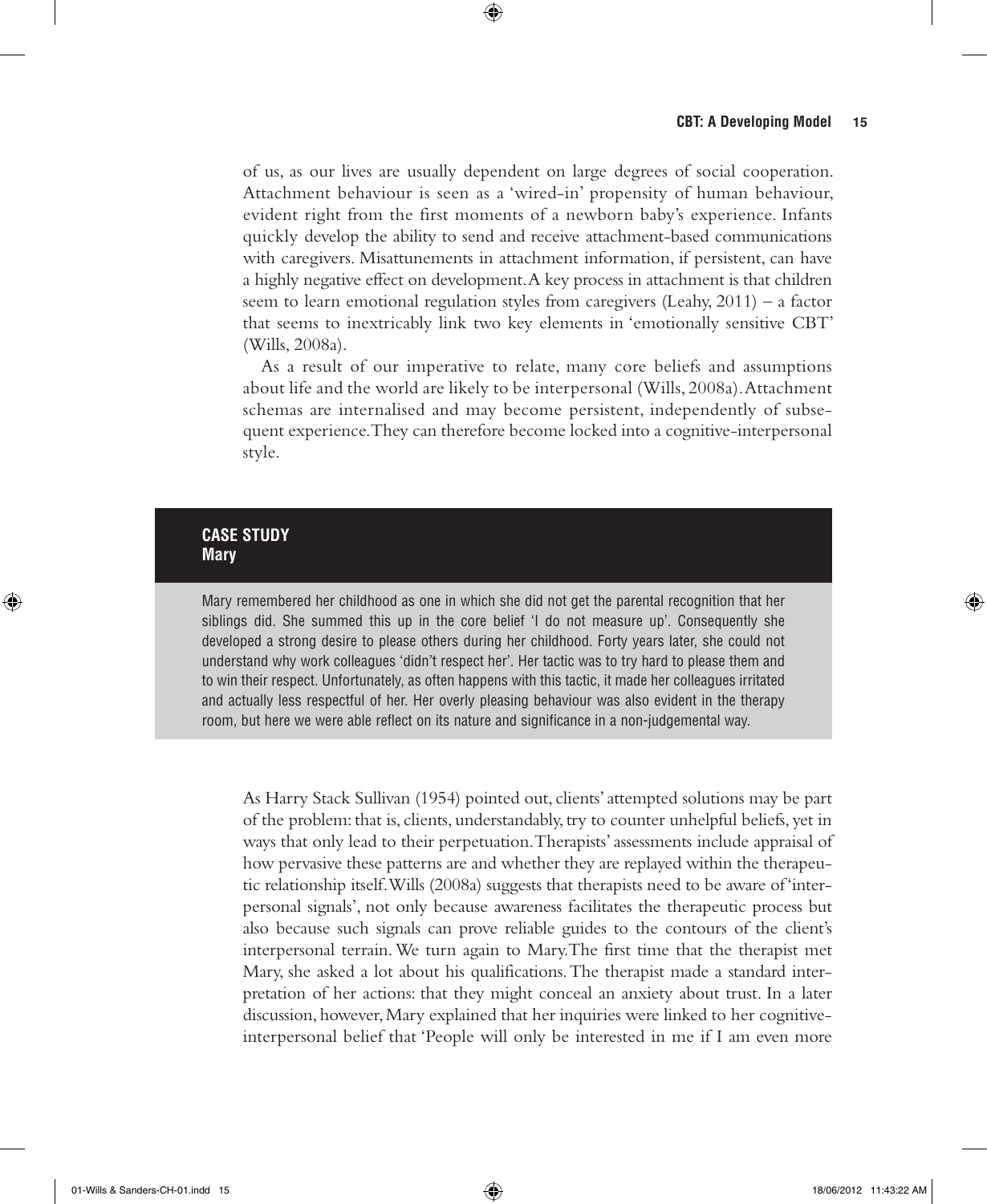of us, as our lives are usually dependent on large degrees of social cooperation. Attachment behaviour is seen as a 'wired-in' propensity of human behaviour, evident right from the first moments of a newborn baby's experience. Infants quickly develop the ability to send and receive attachment-based communications with caregivers. Misattunements in attachment information, if persistent, can have a highly negative effect on development. A key process in attachment is that children seem to learn emotional regulation styles from caregivers (Leahy, 2011) – a factor that seems to inextricably link two key elements in 'emotionally sensitive CBT' (Wills, 2008a).

As a result of our imperative to relate, many core beliefs and assumptions about life and the world are likely to be interpersonal (Wills, 2008a). Attachment schemas are internalised and may become persistent, independently of subsequent experience. They can therefore become locked into a cognitive-interpersonal style.

> **CASE STUDY**
> **Mary**
>
> Mary remembered her childhood as one in which she did not get the parental recognition that her siblings did. She summed this up in the core belief 'I do not measure up'. Consequently she developed a strong desire to please others during her childhood. Forty years later, she could not understand why work colleagues 'didn't respect her'. Her tactic was to try hard to please them and to win their respect. Unfortunately, as often happens with this tactic, it made her colleagues irritated and actually less respectful of her. Her overly pleasing behaviour was also evident in the therapy room, but here we were able reflect on its nature and significance in a non-judgemental way.

As Harry Stack Sullivan (1954) pointed out, clients' attempted solutions may be part of the problem: that is, clients, understandably, try to counter unhelpful beliefs, yet in ways that only lead to their perpetuation. Therapists' assessments include appraisal of how pervasive these patterns are and whether they are replayed within the therapeutic relationship itself. Wills (2008a) suggests that therapists need to be aware of 'interpersonal signals', not only because awareness facilitates the therapeutic process but also because such signals can prove reliable guides to the contours of the client's interpersonal terrain. We turn again to Mary. The first time that the therapist met Mary, she asked a lot about his qualifications. The therapist made a standard interpretation of her actions: that they might conceal an anxiety about trust. In a later discussion, however, Mary explained that her inquiries were linked to her cognitive-interpersonal belief that 'People will only be interested in me if I am even more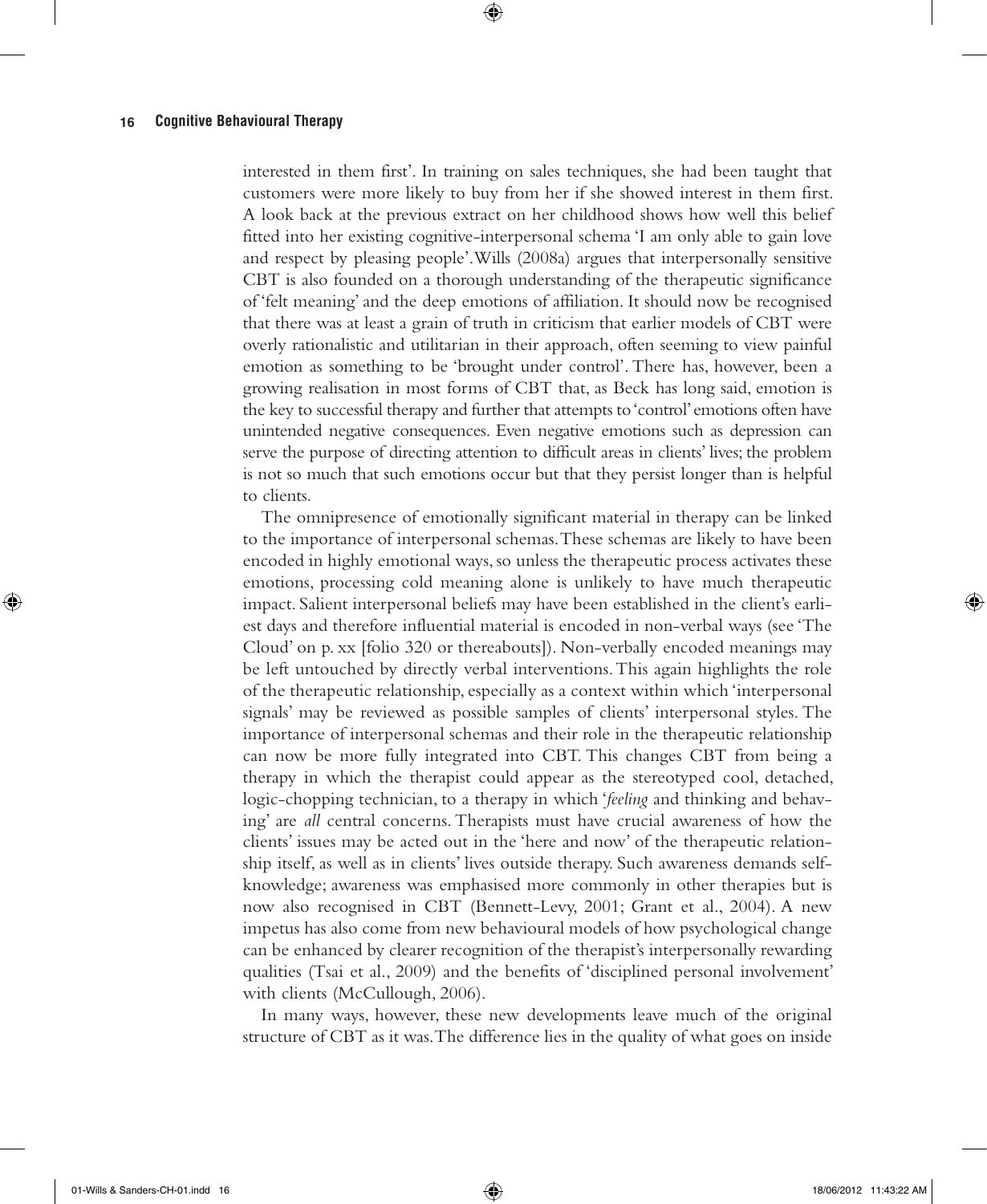interested in them first'. In training on sales techniques, she had been taught that customers were more likely to buy from her if she showed interest in them first. A look back at the previous extract on her childhood shows how well this belief fitted into her existing cognitive-interpersonal schema 'I am only able to gain love and respect by pleasing people'. Wills (2008a) argues that interpersonally sensitive CBT is also founded on a thorough understanding of the therapeutic significance of 'felt meaning' and the deep emotions of affiliation. It should now be recognised that there was at least a grain of truth in criticism that earlier models of CBT were overly rationalistic and utilitarian in their approach, often seeming to view painful emotion as something to be 'brought under control'. There has, however, been a growing realisation in most forms of CBT that, as Beck has long said, emotion is the key to successful therapy and further that attempts to 'control' emotions often have unintended negative consequences. Even negative emotions such as depression can serve the purpose of directing attention to difficult areas in clients' lives; the problem is not so much that such emotions occur but that they persist longer than is helpful to clients.

The omnipresence of emotionally significant material in therapy can be linked to the importance of interpersonal schemas. These schemas are likely to have been encoded in highly emotional ways, so unless the therapeutic process activates these emotions, processing cold meaning alone is unlikely to have much therapeutic impact. Salient interpersonal beliefs may have been established in the client's earliest days and therefore influential material is encoded in non-verbal ways (see 'The Cloud' on p. xx [folio 320 or thereabouts]). Non-verbally encoded meanings may be left untouched by directly verbal interventions. This again highlights the role of the therapeutic relationship, especially as a context within which 'interpersonal signals' may be reviewed as possible samples of clients' interpersonal styles. The importance of interpersonal schemas and their role in the therapeutic relationship can now be more fully integrated into CBT. This changes CBT from being a therapy in which the therapist could appear as the stereotyped cool, detached, logic-chopping technician, to a therapy in which '*feeling* and thinking and behaving' are *all* central concerns. Therapists must have crucial awareness of how the clients' issues may be acted out in the 'here and now' of the therapeutic relationship itself, as well as in clients' lives outside therapy. Such awareness demands self-knowledge; awareness was emphasised more commonly in other therapies but is now also recognised in CBT (Bennett-Levy, 2001; Grant et al., 2004). A new impetus has also come from new behavioural models of how psychological change can be enhanced by clearer recognition of the therapist's interpersonally rewarding qualities (Tsai et al., 2009) and the benefits of 'disciplined personal involvement' with clients (McCullough, 2006).

In many ways, however, these new developments leave much of the original structure of CBT as it was. The difference lies in the quality of what goes on inside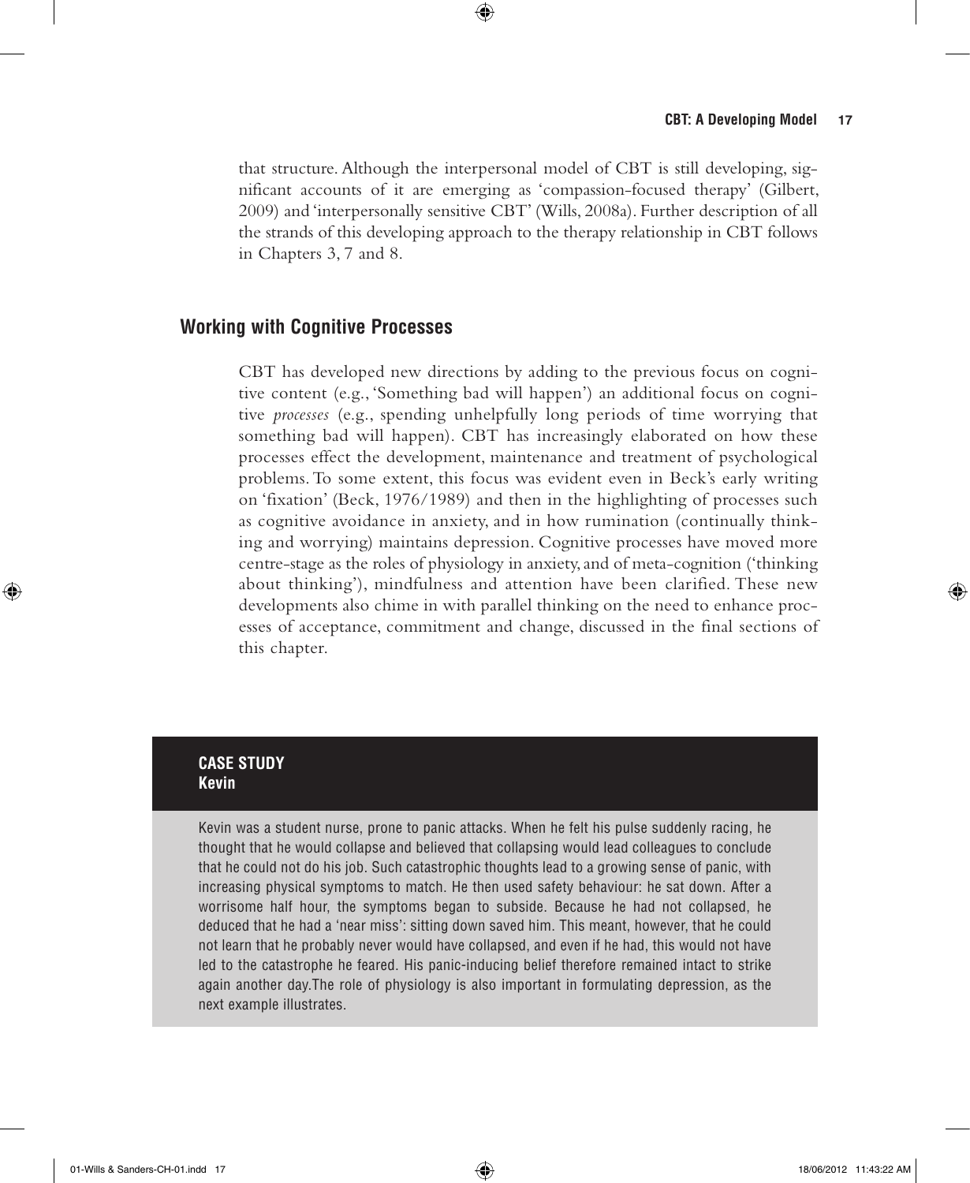that structure. Although the interpersonal model of CBT is still developing, significant accounts of it are emerging as 'compassion-focused therapy' (Gilbert, 2009) and 'interpersonally sensitive CBT' (Wills, 2008a). Further description of all the strands of this developing approach to the therapy relationship in CBT follows in Chapters 3, 7 and 8.

## Working with Cognitive Processes

CBT has developed new directions by adding to the previous focus on cognitive content (e.g., 'Something bad will happen') an additional focus on cognitive *processes* (e.g., spending unhelpfully long periods of time worrying that something bad will happen). CBT has increasingly elaborated on how these processes effect the development, maintenance and treatment of psychological problems. To some extent, this focus was evident even in Beck's early writing on 'fixation' (Beck, 1976/1989) and then in the highlighting of processes such as cognitive avoidance in anxiety, and in how rumination (continually thinking and worrying) maintains depression. Cognitive processes have moved more centre-stage as the roles of physiology in anxiety, and of meta-cognition ('thinking about thinking'), mindfulness and attention have been clarified. These new developments also chime in with parallel thinking on the need to enhance processes of acceptance, commitment and change, discussed in the final sections of this chapter.

### CASE STUDY
**Kevin**

Kevin was a student nurse, prone to panic attacks. When he felt his pulse suddenly racing, he thought that he would collapse and believed that collapsing would lead colleagues to conclude that he could not do his job. Such catastrophic thoughts lead to a growing sense of panic, with increasing physical symptoms to match. He then used safety behaviour: he sat down. After a worrisome half hour, the symptoms began to subside. Because he had not collapsed, he deduced that he had a 'near miss': sitting down saved him. This meant, however, that he could not learn that he probably never would have collapsed, and even if he had, this would not have led to the catastrophe he feared. His panic-inducing belief therefore remained intact to strike again another day.The role of physiology is also important in formulating depression, as the next example illustrates.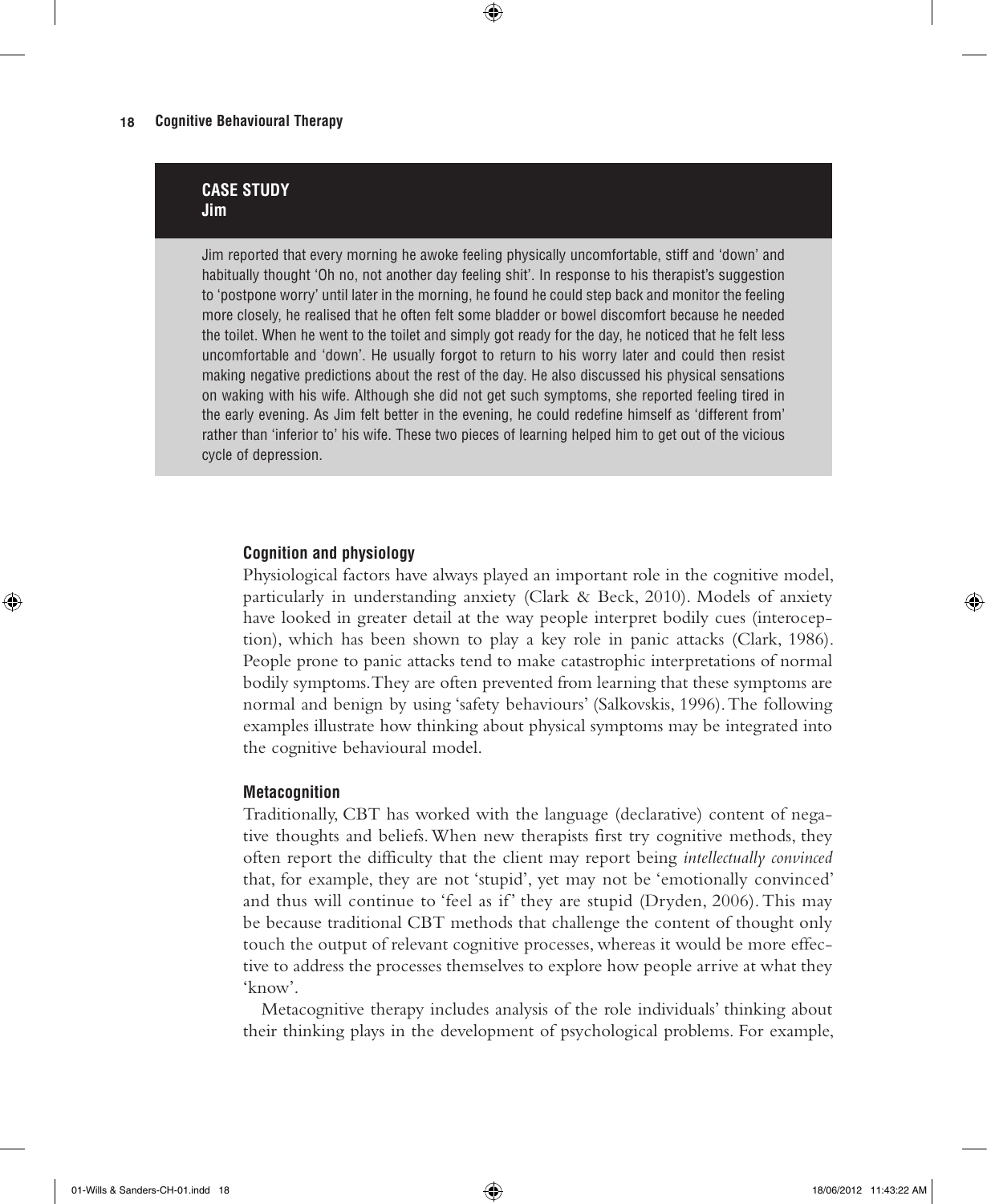**CASE STUDY**
**Jim**

Jim reported that every morning he awoke feeling physically uncomfortable, stiff and 'down' and habitually thought 'Oh no, not another day feeling shit'. In response to his therapist's suggestion to 'postpone worry' until later in the morning, he found he could step back and monitor the feeling more closely, he realised that he often felt some bladder or bowel discomfort because he needed the toilet. When he went to the toilet and simply got ready for the day, he noticed that he felt less uncomfortable and 'down'. He usually forgot to return to his worry later and could then resist making negative predictions about the rest of the day. He also discussed his physical sensations on waking with his wife. Although she did not get such symptoms, she reported feeling tired in the early evening. As Jim felt better in the evening, he could redefine himself as 'different from' rather than 'inferior to' his wife. These two pieces of learning helped him to get out of the vicious cycle of depression.

### Cognition and physiology

Physiological factors have always played an important role in the cognitive model, particularly in understanding anxiety (Clark & Beck, 2010). Models of anxiety have looked in greater detail at the way people interpret bodily cues (interoception), which has been shown to play a key role in panic attacks (Clark, 1986). People prone to panic attacks tend to make catastrophic interpretations of normal bodily symptoms. They are often prevented from learning that these symptoms are normal and benign by using 'safety behaviours' (Salkovskis, 1996). The following examples illustrate how thinking about physical symptoms may be integrated into the cognitive behavioural model.

### Metacognition

Traditionally, CBT has worked with the language (declarative) content of negative thoughts and beliefs. When new therapists first try cognitive methods, they often report the difficulty that the client may report being *intellectually convinced* that, for example, they are not 'stupid', yet may not be 'emotionally convinced' and thus will continue to 'feel as if' they are stupid (Dryden, 2006). This may be because traditional CBT methods that challenge the content of thought only touch the output of relevant cognitive processes, whereas it would be more effective to address the processes themselves to explore how people arrive at what they 'know'.

Metacognitive therapy includes analysis of the role individuals' thinking about their thinking plays in the development of psychological problems. For example,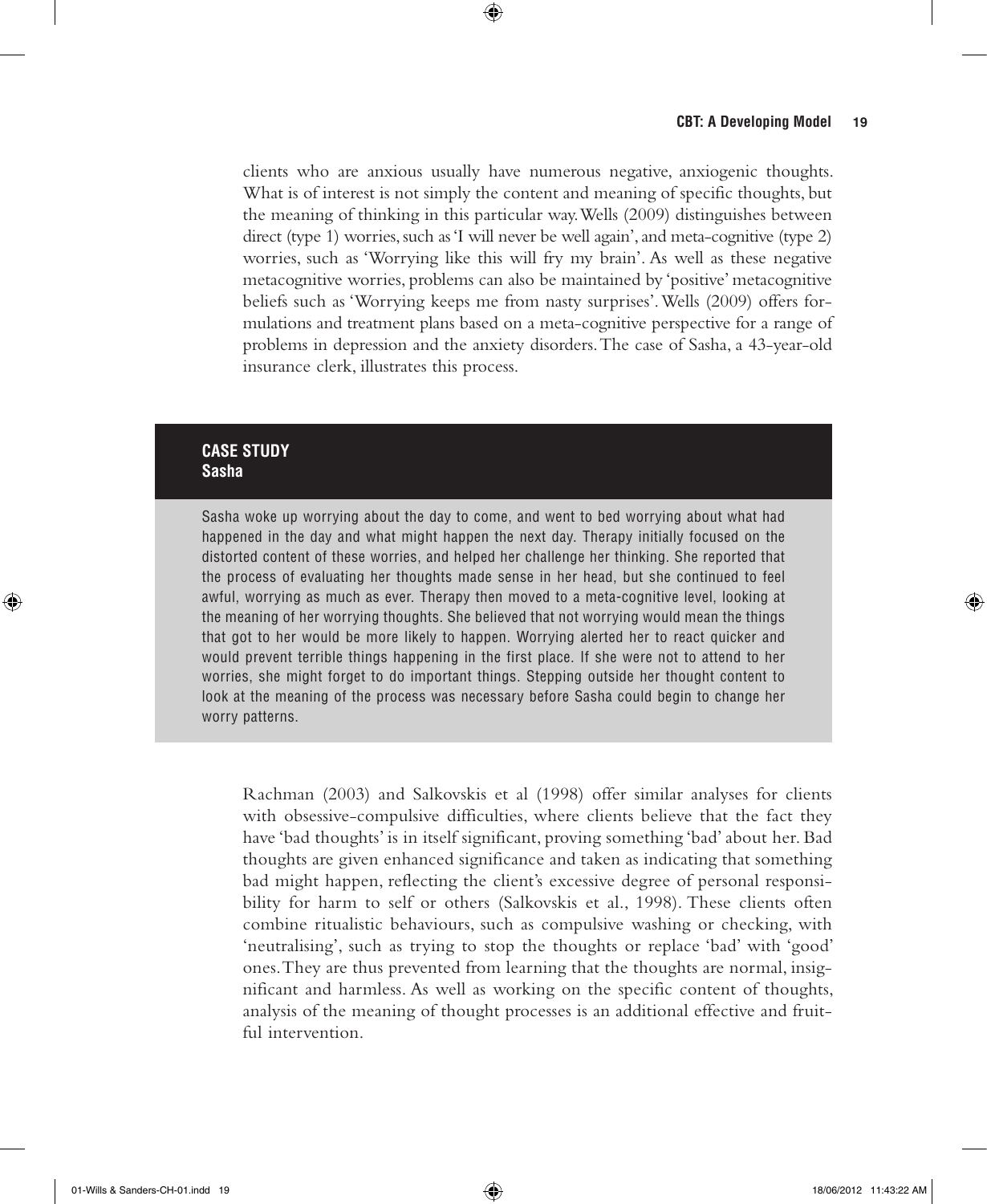clients who are anxious usually have numerous negative, anxiogenic thoughts. What is of interest is not simply the content and meaning of specific thoughts, but the meaning of thinking in this particular way. Wells (2009) distinguishes between direct (type 1) worries, such as 'I will never be well again', and meta-cognitive (type 2) worries, such as 'Worrying like this will fry my brain'. As well as these negative metacognitive worries, problems can also be maintained by 'positive' metacognitive beliefs such as 'Worrying keeps me from nasty surprises'. Wells (2009) offers formulations and treatment plans based on a meta-cognitive perspective for a range of problems in depression and the anxiety disorders. The case of Sasha, a 43-year-old insurance clerk, illustrates this process.

**CASE STUDY**
**Sasha**

Sasha woke up worrying about the day to come, and went to bed worrying about what had happened in the day and what might happen the next day. Therapy initially focused on the distorted content of these worries, and helped her challenge her thinking. She reported that the process of evaluating her thoughts made sense in her head, but she continued to feel awful, worrying as much as ever. Therapy then moved to a meta-cognitive level, looking at the meaning of her worrying thoughts. She believed that not worrying would mean the things that got to her would be more likely to happen. Worrying alerted her to react quicker and would prevent terrible things happening in the first place. If she were not to attend to her worries, she might forget to do important things. Stepping outside her thought content to look at the meaning of the process was necessary before Sasha could begin to change her worry patterns.

Rachman (2003) and Salkovskis et al (1998) offer similar analyses for clients with obsessive-compulsive difficulties, where clients believe that the fact they have 'bad thoughts' is in itself significant, proving something 'bad' about her. Bad thoughts are given enhanced significance and taken as indicating that something bad might happen, reflecting the client's excessive degree of personal responsibility for harm to self or others (Salkovskis et al., 1998). These clients often combine ritualistic behaviours, such as compulsive washing or checking, with 'neutralising', such as trying to stop the thoughts or replace 'bad' with 'good' ones. They are thus prevented from learning that the thoughts are normal, insignificant and harmless. As well as working on the specific content of thoughts, analysis of the meaning of thought processes is an additional effective and fruitful intervention.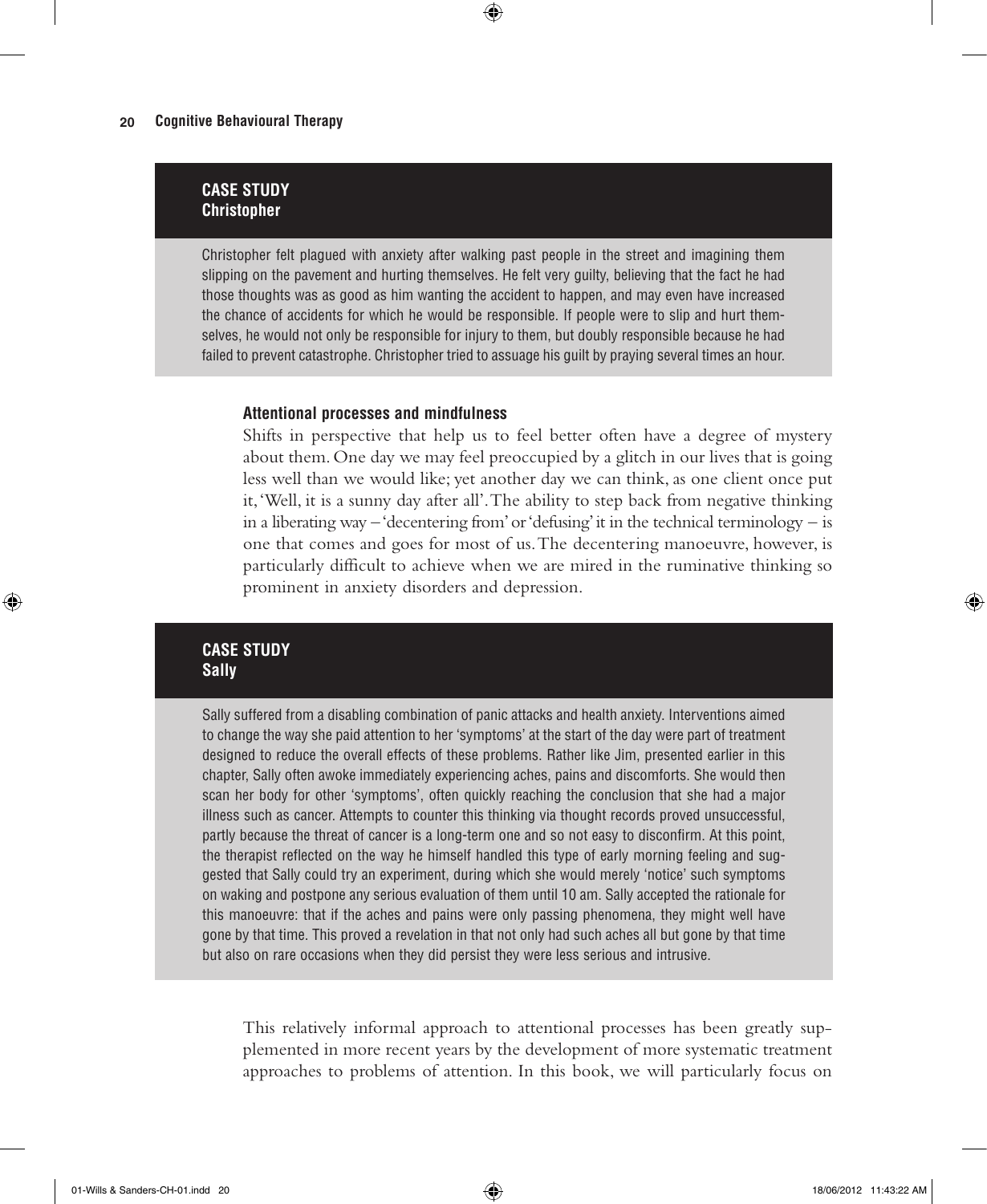### CASE STUDY
### Christopher

Christopher felt plagued with anxiety after walking past people in the street and imagining them slipping on the pavement and hurting themselves. He felt very guilty, believing that the fact he had those thoughts was as good as him wanting the accident to happen, and may even have increased the chance of accidents for which he would be responsible. If people were to slip and hurt themselves, he would not only be responsible for injury to them, but doubly responsible because he had failed to prevent catastrophe. Christopher tried to assuage his guilt by praying several times an hour.

#### Attentional processes and mindfulness

Shifts in perspective that help us to feel better often have a degree of mystery about them. One day we may feel preoccupied by a glitch in our lives that is going less well than we would like; yet another day we can think, as one client once put it, 'Well, it is a sunny day after all'. The ability to step back from negative thinking in a liberating way – 'decentering from' or 'defusing' it in the technical terminology – is one that comes and goes for most of us. The decentering manoeuvre, however, is particularly difficult to achieve when we are mired in the ruminative thinking so prominent in anxiety disorders and depression.

### CASE STUDY
### Sally

Sally suffered from a disabling combination of panic attacks and health anxiety. Interventions aimed to change the way she paid attention to her 'symptoms' at the start of the day were part of treatment designed to reduce the overall effects of these problems. Rather like Jim, presented earlier in this chapter, Sally often awoke immediately experiencing aches, pains and discomforts. She would then scan her body for other 'symptoms', often quickly reaching the conclusion that she had a major illness such as cancer. Attempts to counter this thinking via thought records proved unsuccessful, partly because the threat of cancer is a long-term one and so not easy to disconfirm. At this point, the therapist reflected on the way he himself handled this type of early morning feeling and suggested that Sally could try an experiment, during which she would merely 'notice' such symptoms on waking and postpone any serious evaluation of them until 10 am. Sally accepted the rationale for this manoeuvre: that if the aches and pains were only passing phenomena, they might well have gone by that time. This proved a revelation in that not only had such aches all but gone by that time but also on rare occasions when they did persist they were less serious and intrusive.

This relatively informal approach to attentional processes has been greatly supplemented in more recent years by the development of more systematic treatment approaches to problems of attention. In this book, we will particularly focus on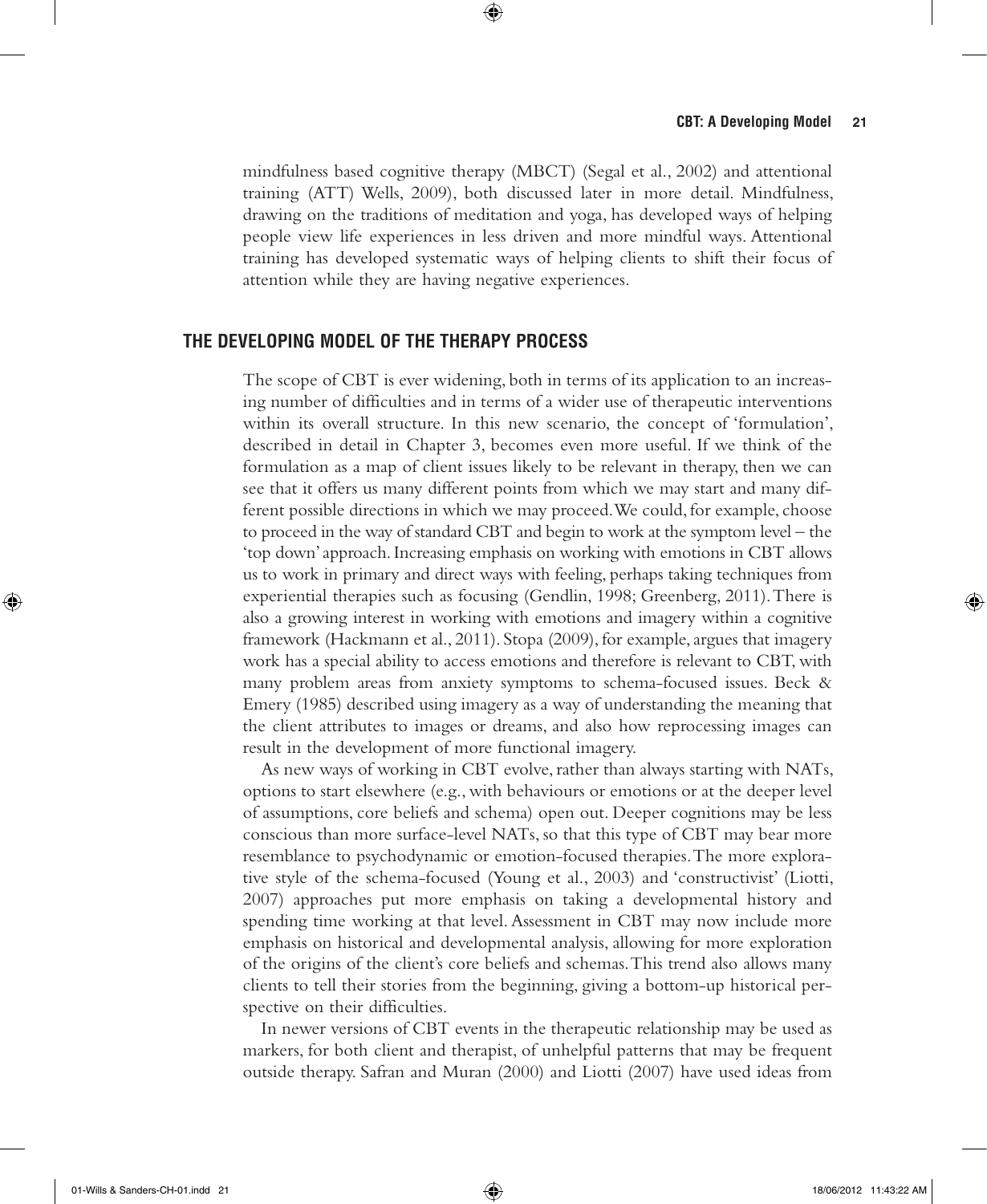mindfulness based cognitive therapy (MBCT) (Segal et al., 2002) and attentional training (ATT) Wells, 2009), both discussed later in more detail. Mindfulness, drawing on the traditions of meditation and yoga, has developed ways of helping people view life experiences in less driven and more mindful ways. Attentional training has developed systematic ways of helping clients to shift their focus of attention while they are having negative experiences.

## THE DEVELOPING MODEL OF THE THERAPY PROCESS

The scope of CBT is ever widening, both in terms of its application to an increasing number of difficulties and in terms of a wider use of therapeutic interventions within its overall structure. In this new scenario, the concept of 'formulation', described in detail in Chapter 3, becomes even more useful. If we think of the formulation as a map of client issues likely to be relevant in therapy, then we can see that it offers us many different points from which we may start and many different possible directions in which we may proceed. We could, for example, choose to proceed in the way of standard CBT and begin to work at the symptom level – the 'top down' approach. Increasing emphasis on working with emotions in CBT allows us to work in primary and direct ways with feeling, perhaps taking techniques from experiential therapies such as focusing (Gendlin, 1998; Greenberg, 2011). There is also a growing interest in working with emotions and imagery within a cognitive framework (Hackmann et al., 2011). Stopa (2009), for example, argues that imagery work has a special ability to access emotions and therefore is relevant to CBT, with many problem areas from anxiety symptoms to schema-focused issues. Beck & Emery (1985) described using imagery as a way of understanding the meaning that the client attributes to images or dreams, and also how reprocessing images can result in the development of more functional imagery.

As new ways of working in CBT evolve, rather than always starting with NATs, options to start elsewhere (e.g., with behaviours or emotions or at the deeper level of assumptions, core beliefs and schema) open out. Deeper cognitions may be less conscious than more surface-level NATs, so that this type of CBT may bear more resemblance to psychodynamic or emotion-focused therapies. The more explorative style of the schema-focused (Young et al., 2003) and 'constructivist' (Liotti, 2007) approaches put more emphasis on taking a developmental history and spending time working at that level. Assessment in CBT may now include more emphasis on historical and developmental analysis, allowing for more exploration of the origins of the client's core beliefs and schemas. This trend also allows many clients to tell their stories from the beginning, giving a bottom-up historical perspective on their difficulties.

In newer versions of CBT events in the therapeutic relationship may be used as markers, for both client and therapist, of unhelpful patterns that may be frequent outside therapy. Safran and Muran (2000) and Liotti (2007) have used ideas from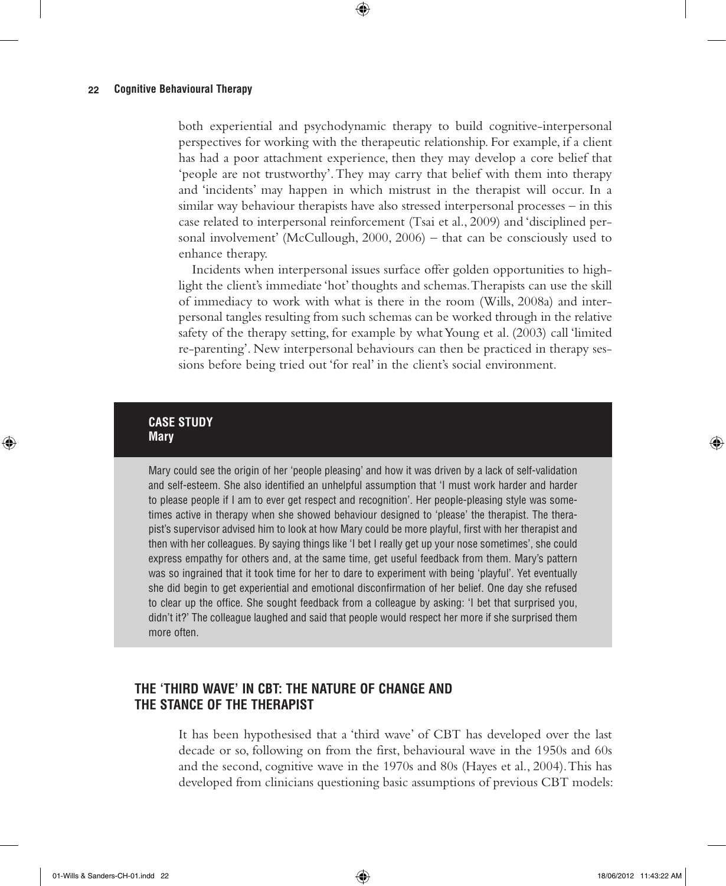both experiential and psychodynamic therapy to build cognitive-interpersonal perspectives for working with the therapeutic relationship. For example, if a client has had a poor attachment experience, then they may develop a core belief that 'people are not trustworthy'. They may carry that belief with them into therapy and 'incidents' may happen in which mistrust in the therapist will occur. In a similar way behaviour therapists have also stressed interpersonal processes – in this case related to interpersonal reinforcement (Tsai et al., 2009) and 'disciplined personal involvement' (McCullough, 2000, 2006) – that can be consciously used to enhance therapy.

Incidents when interpersonal issues surface offer golden opportunities to highlight the client's immediate 'hot' thoughts and schemas. Therapists can use the skill of immediacy to work with what is there in the room (Wills, 2008a) and interpersonal tangles resulting from such schemas can be worked through in the relative safety of the therapy setting, for example by what Young et al. (2003) call 'limited re-parenting'. New interpersonal behaviours can then be practiced in therapy sessions before being tried out 'for real' in the client's social environment.

**CASE STUDY**
**Mary**

Mary could see the origin of her 'people pleasing' and how it was driven by a lack of self-validation and self-esteem. She also identified an unhelpful assumption that 'I must work harder and harder to please people if I am to ever get respect and recognition'. Her people-pleasing style was sometimes active in therapy when she showed behaviour designed to 'please' the therapist. The therapist's supervisor advised him to look at how Mary could be more playful, first with her therapist and then with her colleagues. By saying things like 'I bet I really get up your nose sometimes', she could express empathy for others and, at the same time, get useful feedback from them. Mary's pattern was so ingrained that it took time for her to dare to experiment with being 'playful'. Yet eventually she did begin to get experiential and emotional disconfirmation of her belief. One day she refused to clear up the office. She sought feedback from a colleague by asking: 'I bet that surprised you, didn't it?' The colleague laughed and said that people would respect her more if she surprised them more often.

## THE 'THIRD WAVE' IN CBT: THE NATURE OF CHANGE AND THE STANCE OF THE THERAPIST

It has been hypothesised that a 'third wave' of CBT has developed over the last decade or so, following on from the first, behavioural wave in the 1950s and 60s and the second, cognitive wave in the 1970s and 80s (Hayes et al., 2004). This has developed from clinicians questioning basic assumptions of previous CBT models: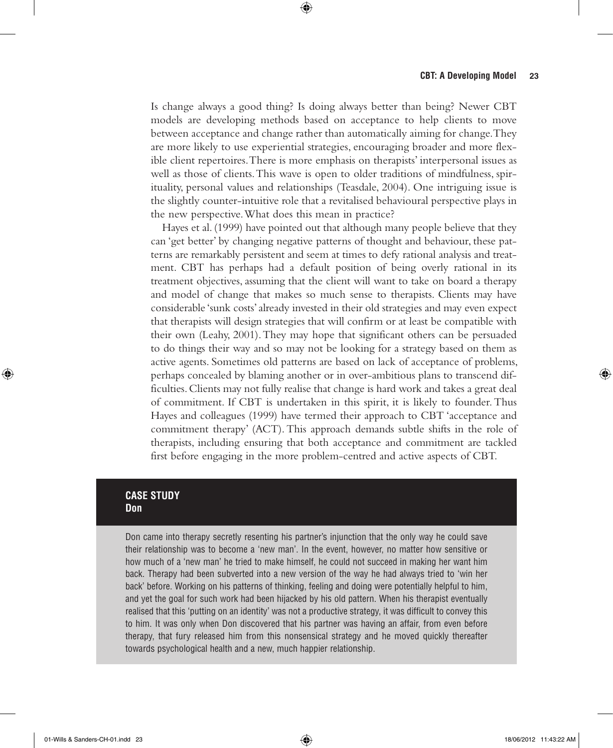Is change always a good thing? Is doing always better than being? Newer CBT models are developing methods based on acceptance to help clients to move between acceptance and change rather than automatically aiming for change. They are more likely to use experiential strategies, encouraging broader and more flexible client repertoires. There is more emphasis on therapists' interpersonal issues as well as those of clients. This wave is open to older traditions of mindfulness, spirituality, personal values and relationships (Teasdale, 2004). One intriguing issue is the slightly counter-intuitive role that a revitalised behavioural perspective plays in the new perspective. What does this mean in practice?

Hayes et al. (1999) have pointed out that although many people believe that they can 'get better' by changing negative patterns of thought and behaviour, these patterns are remarkably persistent and seem at times to defy rational analysis and treatment. CBT has perhaps had a default position of being overly rational in its treatment objectives, assuming that the client will want to take on board a therapy and model of change that makes so much sense to therapists. Clients may have considerable 'sunk costs' already invested in their old strategies and may even expect that therapists will design strategies that will confirm or at least be compatible with their own (Leahy, 2001). They may hope that significant others can be persuaded to do things their way and so may not be looking for a strategy based on them as active agents. Sometimes old patterns are based on lack of acceptance of problems, perhaps concealed by blaming another or in over-ambitious plans to transcend difficulties. Clients may not fully realise that change is hard work and takes a great deal of commitment. If CBT is undertaken in this spirit, it is likely to founder. Thus Hayes and colleagues (1999) have termed their approach to CBT 'acceptance and commitment therapy' (ACT). This approach demands subtle shifts in the role of therapists, including ensuring that both acceptance and commitment are tackled first before engaging in the more problem-centred and active aspects of CBT.

**CASE STUDY**
**Don**

Don came into therapy secretly resenting his partner's injunction that the only way he could save their relationship was to become a 'new man'. In the event, however, no matter how sensitive or how much of a 'new man' he tried to make himself, he could not succeed in making her want him back. Therapy had been subverted into a new version of the way he had always tried to 'win her back' before. Working on his patterns of thinking, feeling and doing were potentially helpful to him, and yet the goal for such work had been hijacked by his old pattern. When his therapist eventually realised that this 'putting on an identity' was not a productive strategy, it was difficult to convey this to him. It was only when Don discovered that his partner was having an affair, from even before therapy, that fury released him from this nonsensical strategy and he moved quickly thereafter towards psychological health and a new, much happier relationship.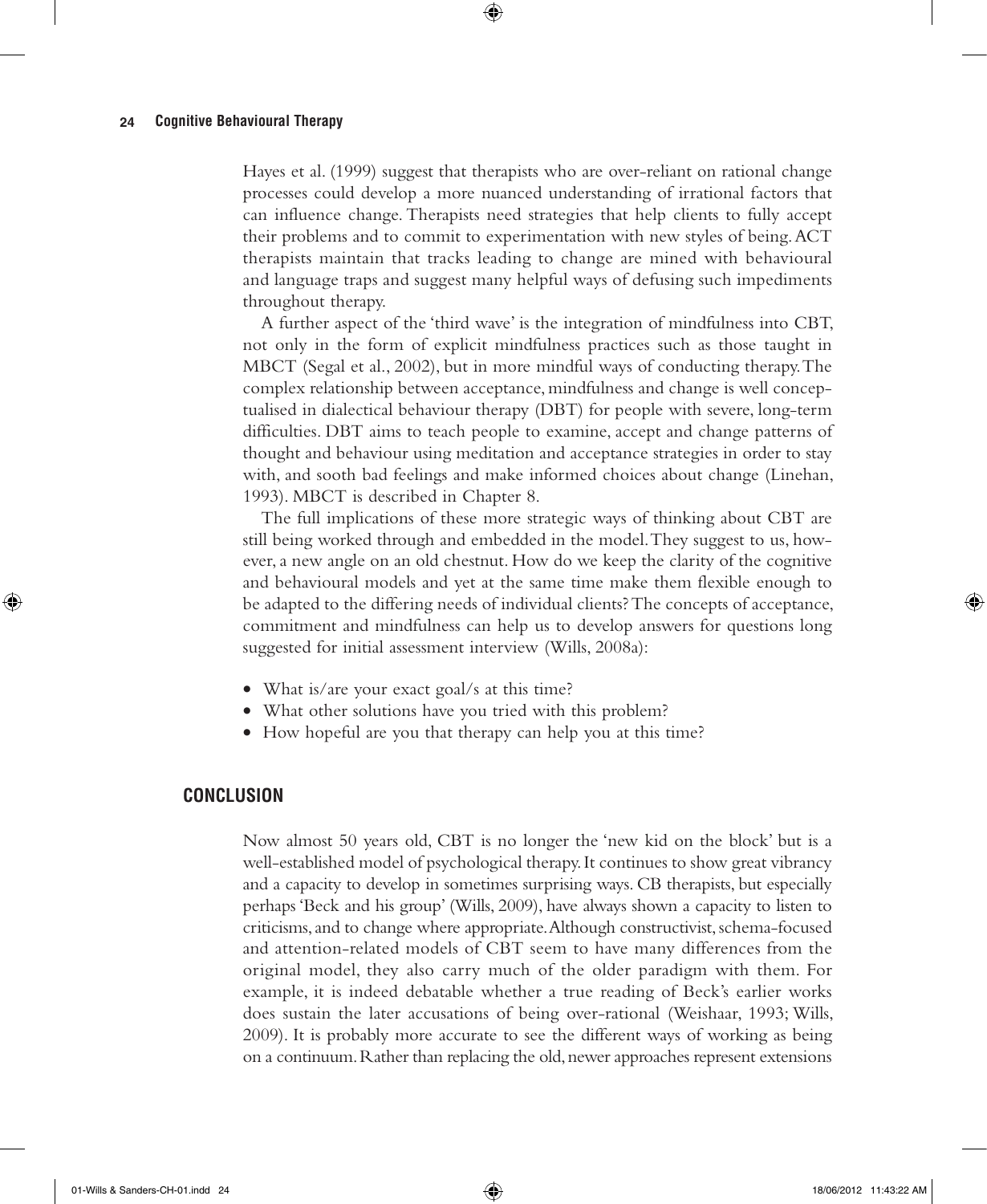Hayes et al. (1999) suggest that therapists who are over-reliant on rational change processes could develop a more nuanced understanding of irrational factors that can influence change. Therapists need strategies that help clients to fully accept their problems and to commit to experimentation with new styles of being. ACT therapists maintain that tracks leading to change are mined with behavioural and language traps and suggest many helpful ways of defusing such impediments throughout therapy.

A further aspect of the 'third wave' is the integration of mindfulness into CBT, not only in the form of explicit mindfulness practices such as those taught in MBCT (Segal et al., 2002), but in more mindful ways of conducting therapy. The complex relationship between acceptance, mindfulness and change is well conceptualised in dialectical behaviour therapy (DBT) for people with severe, long-term difficulties. DBT aims to teach people to examine, accept and change patterns of thought and behaviour using meditation and acceptance strategies in order to stay with, and sooth bad feelings and make informed choices about change (Linehan, 1993). MBCT is described in Chapter 8.

The full implications of these more strategic ways of thinking about CBT are still being worked through and embedded in the model. They suggest to us, however, a new angle on an old chestnut. How do we keep the clarity of the cognitive and behavioural models and yet at the same time make them flexible enough to be adapted to the differing needs of individual clients? The concepts of acceptance, commitment and mindfulness can help us to develop answers for questions long suggested for initial assessment interview (Wills, 2008a):

- What is/are your exact goal/s at this time?
- What other solutions have you tried with this problem?
- How hopeful are you that therapy can help you at this time?

## CONCLUSION

Now almost 50 years old, CBT is no longer the 'new kid on the block' but is a well-established model of psychological therapy. It continues to show great vibrancy and a capacity to develop in sometimes surprising ways. CB therapists, but especially perhaps 'Beck and his group' (Wills, 2009), have always shown a capacity to listen to criticisms, and to change where appropriate. Although constructivist, schema-focused and attention-related models of CBT seem to have many differences from the original model, they also carry much of the older paradigm with them. For example, it is indeed debatable whether a true reading of Beck's earlier works does sustain the later accusations of being over-rational (Weishaar, 1993; Wills, 2009). It is probably more accurate to see the different ways of working as being on a continuum. Rather than replacing the old, newer approaches represent extensions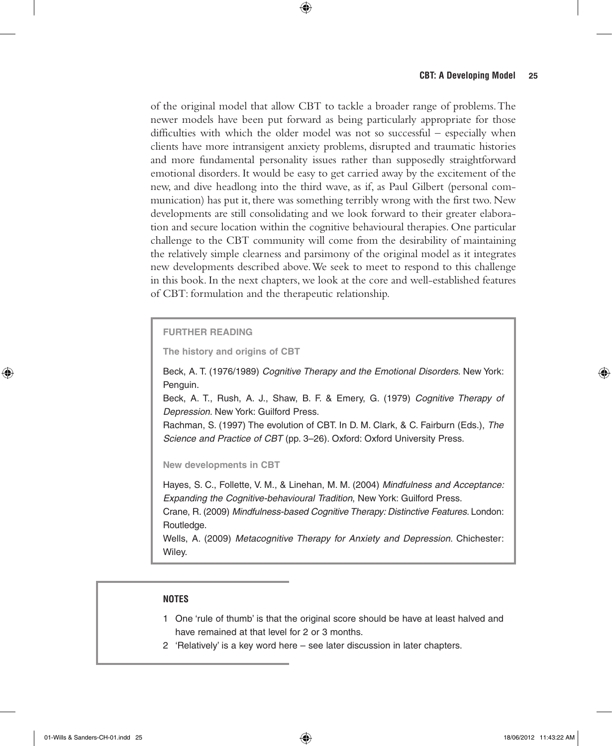of the original model that allow CBT to tackle a broader range of problems. The newer models have been put forward as being particularly appropriate for those difficulties with which the older model was not so successful – especially when clients have more intransigent anxiety problems, disrupted and traumatic histories and more fundamental personality issues rather than supposedly straightforward emotional disorders. It would be easy to get carried away by the excitement of the new, and dive headlong into the third wave, as if, as Paul Gilbert (personal communication) has put it, there was something terribly wrong with the first two. New developments are still consolidating and we look forward to their greater elaboration and secure location within the cognitive behavioural therapies. One particular challenge to the CBT community will come from the desirability of maintaining the relatively simple clearness and parsimony of the original model as it integrates new developments described above. We seek to meet to respond to this challenge in this book. In the next chapters, we look at the core and well-established features of CBT: formulation and the therapeutic relationship.

## FURTHER READING

### The history and origins of CBT

Beck, A. T. (1976/1989) *Cognitive Therapy and the Emotional Disorders*. New York: Penguin.

Beck, A. T., Rush, A. J., Shaw, B. F. & Emery, G. (1979) *Cognitive Therapy of Depression*. New York: Guilford Press.

Rachman, S. (1997) The evolution of CBT. In D. M. Clark, & C. Fairburn (Eds.), *The Science and Practice of CBT* (pp. 3–26). Oxford: Oxford University Press.

### New developments in CBT

Hayes, S. C., Follette, V. M., & Linehan, M. M. (2004) *Mindfulness and Acceptance: Expanding the Cognitive-behavioural Tradition*, New York: Guilford Press.

Crane, R. (2009) *Mindfulness-based Cognitive Therapy: Distinctive Features*. London: Routledge.

Wells, A. (2009) *Metacognitive Therapy for Anxiety and Depression*. Chichester: Wiley.

## NOTES

1. One 'rule of thumb' is that the original score should be have at least halved and have remained at that level for 2 or 3 months.
2. 'Relatively' is a key word here – see later discussion in later chapters.